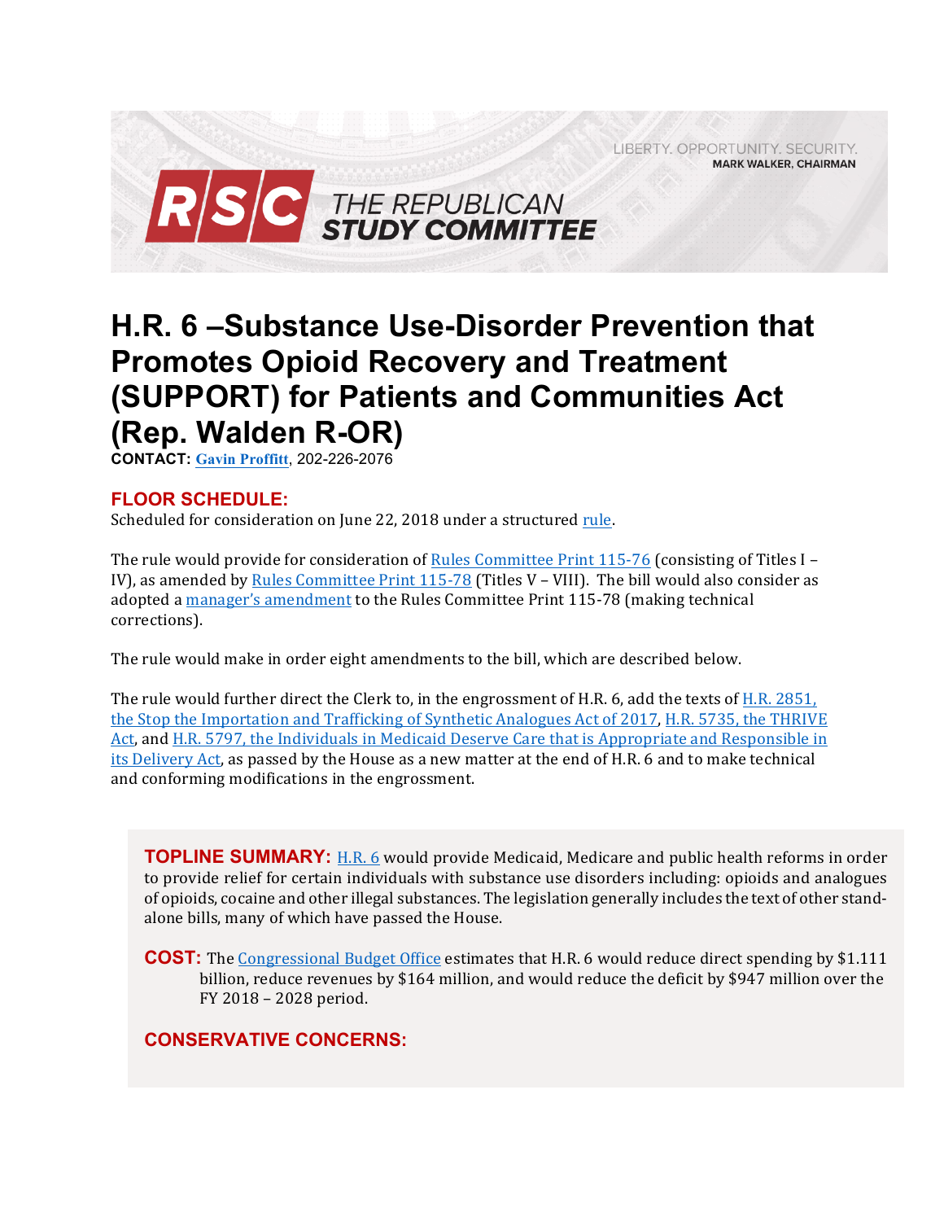LIBERTY. OPPORTUNITY. SECURITY.
**MARK WALKER, CHAIRMAN**

**RSC THE REPUBLICAN STUDY COMMITTEE**

# H.R. 6 –Substance Use-Disorder Prevention that Promotes Opioid Recovery and Treatment (SUPPORT) for Patients and Communities Act (Rep. Walden R-OR)

**CONTACT:** Gavin Proffitt, 202-226-2076

## FLOOR SCHEDULE:

Scheduled for consideration on June 22, 2018 under a structured rule.

The rule would provide for consideration of Rules Committee Print 115-76 (consisting of Titles I – IV), as amended by Rules Committee Print 115-78 (Titles V – VIII). The bill would also consider as adopted a manager's amendment to the Rules Committee Print 115-78 (making technical corrections).

The rule would make in order eight amendments to the bill, which are described below.

The rule would further direct the Clerk to, in the engrossment of H.R. 6, add the texts of H.R. 2851, the Stop the Importation and Trafficking of Synthetic Analogues Act of 2017, H.R. 5735, the THRIVE Act, and H.R. 5797, the Individuals in Medicaid Deserve Care that is Appropriate and Responsible in its Delivery Act, as passed by the House as a new matter at the end of H.R. 6 and to make technical and conforming modifications in the engrossment.

**TOPLINE SUMMARY:** H.R. 6 would provide Medicaid, Medicare and public health reforms in order to provide relief for certain individuals with substance use disorders including: opioids and analogues of opioids, cocaine and other illegal substances. The legislation generally includes the text of other stand-alone bills, many of which have passed the House.

**COST:** The Congressional Budget Office estimates that H.R. 6 would reduce direct spending by $1.111 billion, reduce revenues by $164 million, and would reduce the deficit by $947 million over the FY 2018 – 2028 period.

**CONSERVATIVE CONCERNS:**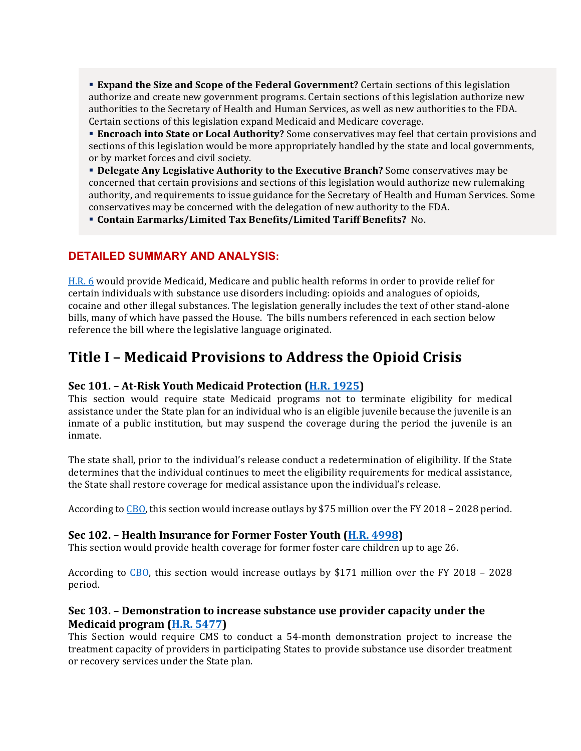- **Expand the Size and Scope of the Federal Government?** Certain sections of this legislation authorize and create new government programs. Certain sections of this legislation authorize new authorities to the Secretary of Health and Human Services, as well as new authorities to the FDA. Certain sections of this legislation expand Medicaid and Medicare coverage.
- **Encroach into State or Local Authority?** Some conservatives may feel that certain provisions and sections of this legislation would be more appropriately handled by the state and local governments, or by market forces and civil society.
- **Delegate Any Legislative Authority to the Executive Branch?** Some conservatives may be concerned that certain provisions and sections of this legislation would authorize new rulemaking authority, and requirements to issue guidance for the Secretary of Health and Human Services. Some conservatives may be concerned with the delegation of new authority to the FDA.
- **Contain Earmarks/Limited Tax Benefits/Limited Tariff Benefits?** No.

## DETAILED SUMMARY AND ANALYSIS:

H.R. 6 would provide Medicaid, Medicare and public health reforms in order to provide relief for certain individuals with substance use disorders including: opioids and analogues of opioids, cocaine and other illegal substances. The legislation generally includes the text of other stand-alone bills, many of which have passed the House. The bills numbers referenced in each section below reference the bill where the legislative language originated.

# Title I – Medicaid Provisions to Address the Opioid Crisis

### Sec 101. – At-Risk Youth Medicaid Protection (H.R. 1925)

This section would require state Medicaid programs not to terminate eligibility for medical assistance under the State plan for an individual who is an eligible juvenile because the juvenile is an inmate of a public institution, but may suspend the coverage during the period the juvenile is an inmate.

The state shall, prior to the individual's release conduct a redetermination of eligibility. If the State determines that the individual continues to meet the eligibility requirements for medical assistance, the State shall restore coverage for medical assistance upon the individual's release.

According to CBO, this section would increase outlays by $75 million over the FY 2018 – 2028 period.

### Sec 102. – Health Insurance for Former Foster Youth (H.R. 4998)

This section would provide health coverage for former foster care children up to age 26.

According to CBO, this section would increase outlays by $171 million over the FY 2018 – 2028 period.

### Sec 103. – Demonstration to increase substance use provider capacity under the Medicaid program (H.R. 5477)

This Section would require CMS to conduct a 54-month demonstration project to increase the treatment capacity of providers in participating States to provide substance use disorder treatment or recovery services under the State plan.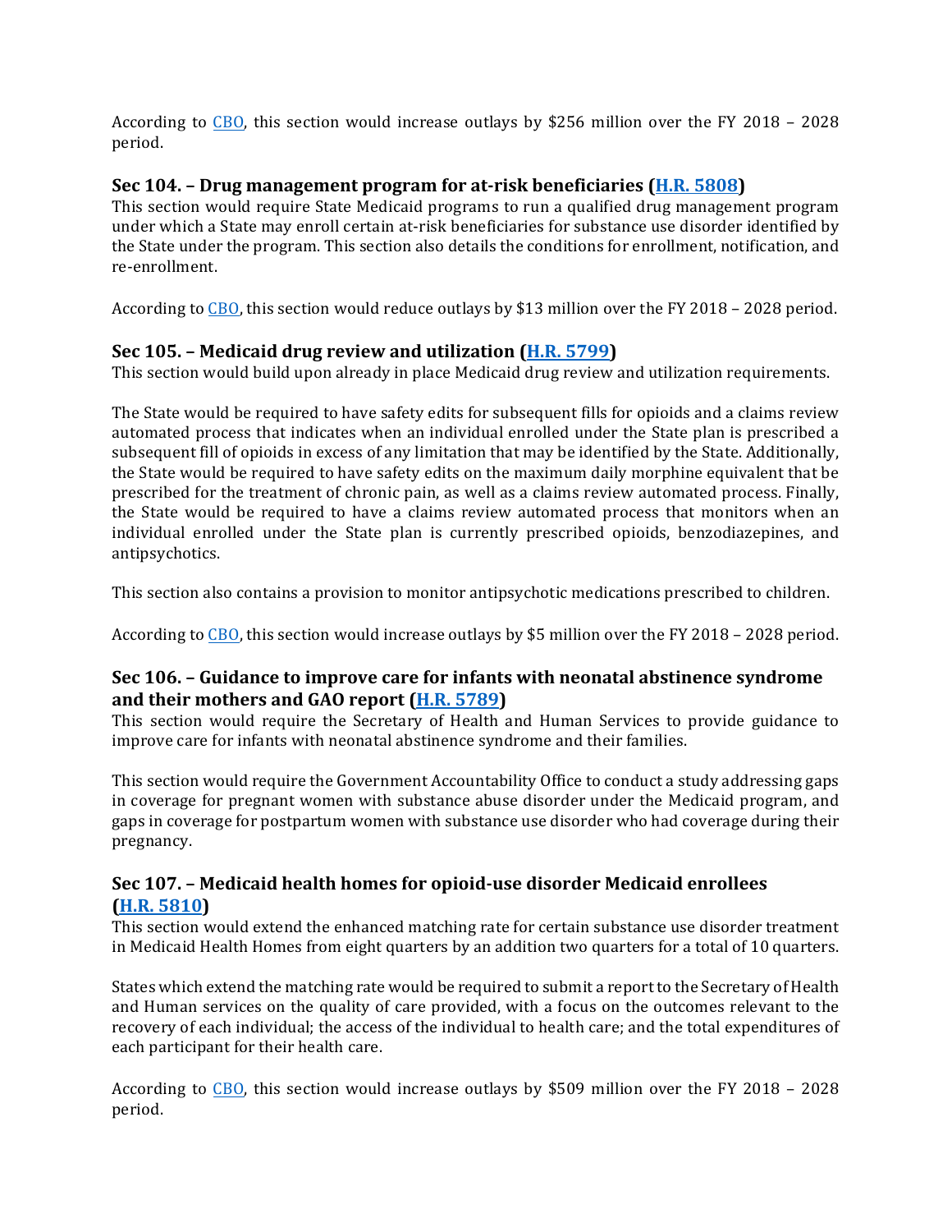According to [CBO](), this section would increase outlays by $256 million over the FY 2018 – 2028 period.

### Sec 104. – Drug management program for at-risk beneficiaries ([H.R. 5808]())

This section would require State Medicaid programs to run a qualified drug management program under which a State may enroll certain at-risk beneficiaries for substance use disorder identified by the State under the program. This section also details the conditions for enrollment, notification, and re-enrollment.

According to [CBO](), this section would reduce outlays by $13 million over the FY 2018 – 2028 period.

### Sec 105. – Medicaid drug review and utilization ([H.R. 5799]())

This section would build upon already in place Medicaid drug review and utilization requirements.

The State would be required to have safety edits for subsequent fills for opioids and a claims review automated process that indicates when an individual enrolled under the State plan is prescribed a subsequent fill of opioids in excess of any limitation that may be identified by the State. Additionally, the State would be required to have safety edits on the maximum daily morphine equivalent that be prescribed for the treatment of chronic pain, as well as a claims review automated process. Finally, the State would be required to have a claims review automated process that monitors when an individual enrolled under the State plan is currently prescribed opioids, benzodiazepines, and antipsychotics.

This section also contains a provision to monitor antipsychotic medications prescribed to children.

According to [CBO](), this section would increase outlays by $5 million over the FY 2018 – 2028 period.

### Sec 106. – Guidance to improve care for infants with neonatal abstinence syndrome and their mothers and GAO report ([H.R. 5789]())

This section would require the Secretary of Health and Human Services to provide guidance to improve care for infants with neonatal abstinence syndrome and their families.

This section would require the Government Accountability Office to conduct a study addressing gaps in coverage for pregnant women with substance abuse disorder under the Medicaid program, and gaps in coverage for postpartum women with substance use disorder who had coverage during their pregnancy.

### Sec 107. – Medicaid health homes for opioid-use disorder Medicaid enrollees ([H.R. 5810]())

This section would extend the enhanced matching rate for certain substance use disorder treatment in Medicaid Health Homes from eight quarters by an addition two quarters for a total of 10 quarters.

States which extend the matching rate would be required to submit a report to the Secretary of Health and Human services on the quality of care provided, with a focus on the outcomes relevant to the recovery of each individual; the access of the individual to health care; and the total expenditures of each participant for their health care.

According to [CBO](), this section would increase outlays by $509 million over the FY 2018 – 2028 period.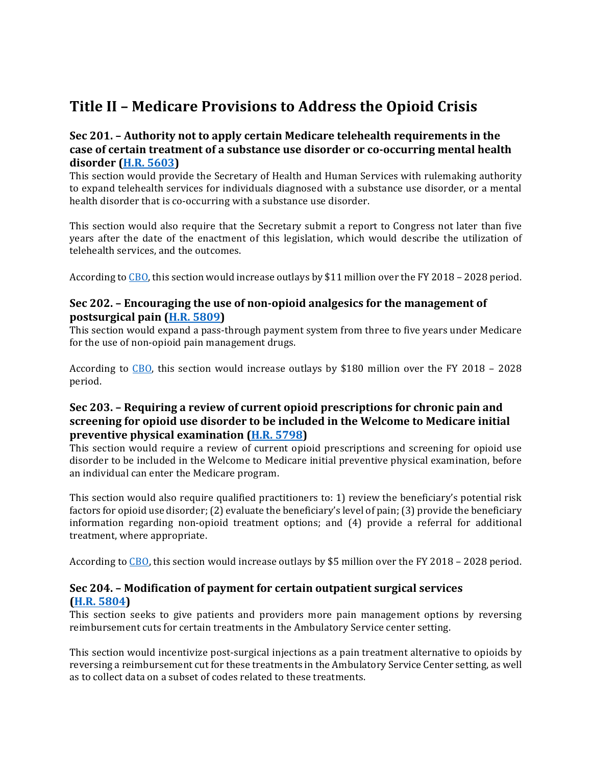# Title II – Medicare Provisions to Address the Opioid Crisis

### Sec 201. – Authority not to apply certain Medicare telehealth requirements in the case of certain treatment of a substance use disorder or co-occurring mental health disorder ([H.R. 5603](H.R. 5603))

This section would provide the Secretary of Health and Human Services with rulemaking authority to expand telehealth services for individuals diagnosed with a substance use disorder, or a mental health disorder that is co-occurring with a substance use disorder.

This section would also require that the Secretary submit a report to Congress not later than five years after the date of the enactment of this legislation, which would describe the utilization of telehealth services, and the outcomes.

According to CBO, this section would increase outlays by $11 million over the FY 2018 – 2028 period.

### Sec 202. – Encouraging the use of non-opioid analgesics for the management of postsurgical pain (H.R. 5809)

This section would expand a pass-through payment system from three to five years under Medicare for the use of non-opioid pain management drugs.

According to CBO, this section would increase outlays by $180 million over the FY 2018 – 2028 period.

### Sec 203. – Requiring a review of current opioid prescriptions for chronic pain and screening for opioid use disorder to be included in the Welcome to Medicare initial preventive physical examination (H.R. 5798)

This section would require a review of current opioid prescriptions and screening for opioid use disorder to be included in the Welcome to Medicare initial preventive physical examination, before an individual can enter the Medicare program.

This section would also require qualified practitioners to: 1) review the beneficiary's potential risk factors for opioid use disorder; (2) evaluate the beneficiary's level of pain; (3) provide the beneficiary information regarding non-opioid treatment options; and (4) provide a referral for additional treatment, where appropriate.

According to CBO, this section would increase outlays by $5 million over the FY 2018 – 2028 period.

### Sec 204. – Modification of payment for certain outpatient surgical services (H.R. 5804)

This section seeks to give patients and providers more pain management options by reversing reimbursement cuts for certain treatments in the Ambulatory Service center setting.

This section would incentivize post-surgical injections as a pain treatment alternative to opioids by reversing a reimbursement cut for these treatments in the Ambulatory Service Center setting, as well as to collect data on a subset of codes related to these treatments.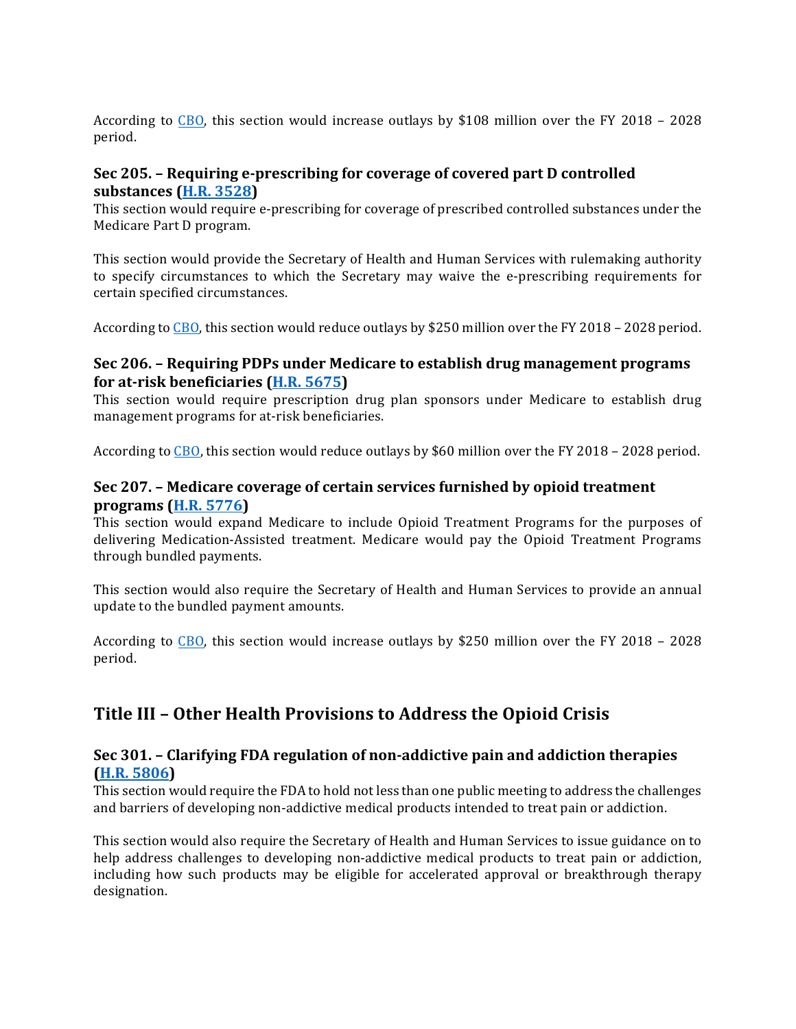According to CBO, this section would increase outlays by $108 million over the FY 2018 – 2028 period.

### Sec 205. – Requiring e-prescribing for coverage of covered part D controlled substances (H.R. 3528)

This section would require e-prescribing for coverage of prescribed controlled substances under the Medicare Part D program.

This section would provide the Secretary of Health and Human Services with rulemaking authority to specify circumstances to which the Secretary may waive the e-prescribing requirements for certain specified circumstances.

According to CBO, this section would reduce outlays by $250 million over the FY 2018 – 2028 period.

### Sec 206. – Requiring PDPs under Medicare to establish drug management programs for at-risk beneficiaries (H.R. 5675)

This section would require prescription drug plan sponsors under Medicare to establish drug management programs for at-risk beneficiaries.

According to CBO, this section would reduce outlays by $60 million over the FY 2018 – 2028 period.

### Sec 207. – Medicare coverage of certain services furnished by opioid treatment programs (H.R. 5776)

This section would expand Medicare to include Opioid Treatment Programs for the purposes of delivering Medication-Assisted treatment. Medicare would pay the Opioid Treatment Programs through bundled payments.

This section would also require the Secretary of Health and Human Services to provide an annual update to the bundled payment amounts.

According to CBO, this section would increase outlays by $250 million over the FY 2018 – 2028 period.

## Title III – Other Health Provisions to Address the Opioid Crisis

### Sec 301. – Clarifying FDA regulation of non-addictive pain and addiction therapies (H.R. 5806)

This section would require the FDA to hold not less than one public meeting to address the challenges and barriers of developing non-addictive medical products intended to treat pain or addiction.

This section would also require the Secretary of Health and Human Services to issue guidance on to help address challenges to developing non-addictive medical products to treat pain or addiction, including how such products may be eligible for accelerated approval or breakthrough therapy designation.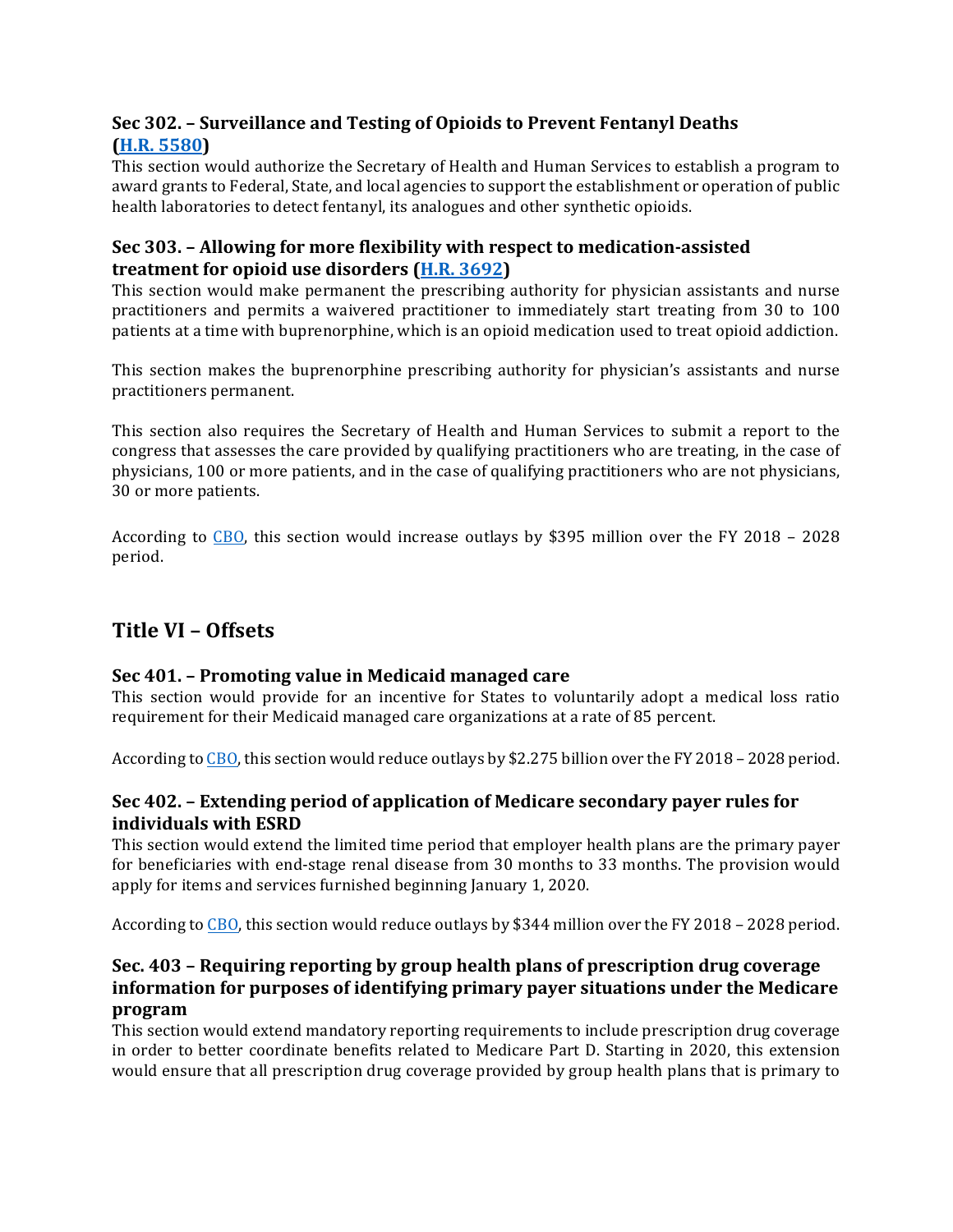### Sec 302. – Surveillance and Testing of Opioids to Prevent Fentanyl Deaths (H.R. 5580)

This section would authorize the Secretary of Health and Human Services to establish a program to award grants to Federal, State, and local agencies to support the establishment or operation of public health laboratories to detect fentanyl, its analogues and other synthetic opioids.

### Sec 303. – Allowing for more flexibility with respect to medication-assisted treatment for opioid use disorders (H.R. 3692)

This section would make permanent the prescribing authority for physician assistants and nurse practitioners and permits a waivered practitioner to immediately start treating from 30 to 100 patients at a time with buprenorphine, which is an opioid medication used to treat opioid addiction.

This section makes the buprenorphine prescribing authority for physician's assistants and nurse practitioners permanent.

This section also requires the Secretary of Health and Human Services to submit a report to the congress that assesses the care provided by qualifying practitioners who are treating, in the case of physicians, 100 or more patients, and in the case of qualifying practitioners who are not physicians, 30 or more patients.

According to CBO, this section would increase outlays by $395 million over the FY 2018 – 2028 period.

## Title VI – Offsets

### Sec 401. – Promoting value in Medicaid managed care

This section would provide for an incentive for States to voluntarily adopt a medical loss ratio requirement for their Medicaid managed care organizations at a rate of 85 percent.

According to CBO, this section would reduce outlays by $2.275 billion over the FY 2018 – 2028 period.

### Sec 402. – Extending period of application of Medicare secondary payer rules for individuals with ESRD

This section would extend the limited time period that employer health plans are the primary payer for beneficiaries with end-stage renal disease from 30 months to 33 months. The provision would apply for items and services furnished beginning January 1, 2020.

According to CBO, this section would reduce outlays by $344 million over the FY 2018 – 2028 period.

### Sec. 403 – Requiring reporting by group health plans of prescription drug coverage information for purposes of identifying primary payer situations under the Medicare program

This section would extend mandatory reporting requirements to include prescription drug coverage in order to better coordinate benefits related to Medicare Part D. Starting in 2020, this extension would ensure that all prescription drug coverage provided by group health plans that is primary to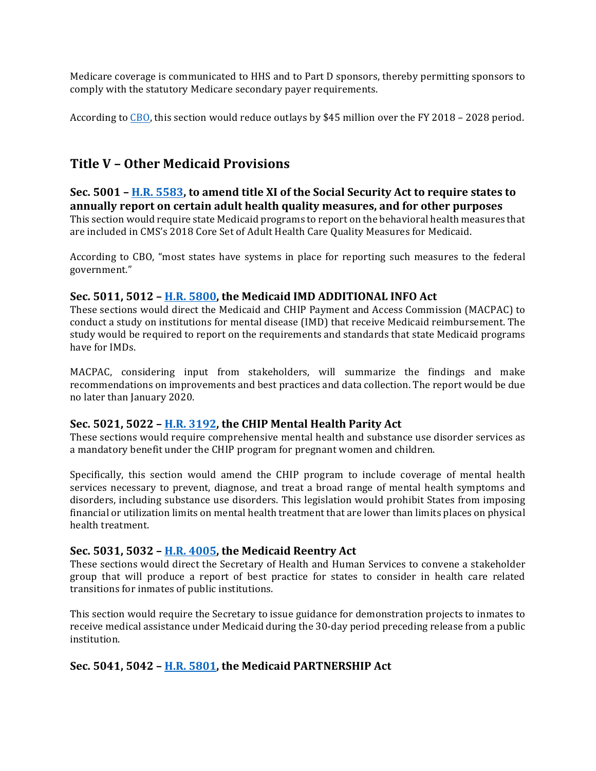Medicare coverage is communicated to HHS and to Part D sponsors, thereby permitting sponsors to comply with the statutory Medicare secondary payer requirements.

According to CBO, this section would reduce outlays by $45 million over the FY 2018 – 2028 period.

## Title V – Other Medicaid Provisions

### Sec. 5001 – H.R. 5583, to amend title XI of the Social Security Act to require states to annually report on certain adult health quality measures, and for other purposes

This section would require state Medicaid programs to report on the behavioral health measures that are included in CMS's 2018 Core Set of Adult Health Care Quality Measures for Medicaid.

According to CBO, "most states have systems in place for reporting such measures to the federal government."

### Sec. 5011, 5012 – H.R. 5800, the Medicaid IMD ADDITIONAL INFO Act

These sections would direct the Medicaid and CHIP Payment and Access Commission (MACPAC) to conduct a study on institutions for mental disease (IMD) that receive Medicaid reimbursement. The study would be required to report on the requirements and standards that state Medicaid programs have for IMDs.

MACPAC, considering input from stakeholders, will summarize the findings and make recommendations on improvements and best practices and data collection. The report would be due no later than January 2020.

### Sec. 5021, 5022 – H.R. 3192, the CHIP Mental Health Parity Act

These sections would require comprehensive mental health and substance use disorder services as a mandatory benefit under the CHIP program for pregnant women and children.

Specifically, this section would amend the CHIP program to include coverage of mental health services necessary to prevent, diagnose, and treat a broad range of mental health symptoms and disorders, including substance use disorders. This legislation would prohibit States from imposing financial or utilization limits on mental health treatment that are lower than limits places on physical health treatment.

### Sec. 5031, 5032 – H.R. 4005, the Medicaid Reentry Act

These sections would direct the Secretary of Health and Human Services to convene a stakeholder group that will produce a report of best practice for states to consider in health care related transitions for inmates of public institutions.

This section would require the Secretary to issue guidance for demonstration projects to inmates to receive medical assistance under Medicaid during the 30-day period preceding release from a public institution.

### Sec. 5041, 5042 – H.R. 5801, the Medicaid PARTNERSHIP Act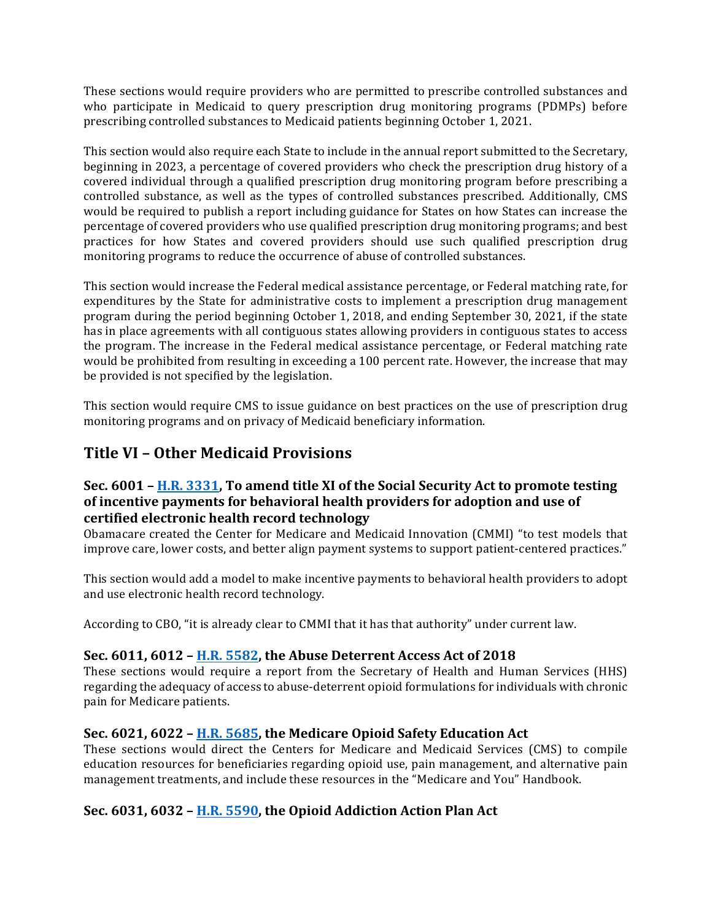These sections would require providers who are permitted to prescribe controlled substances and who participate in Medicaid to query prescription drug monitoring programs (PDMPs) before prescribing controlled substances to Medicaid patients beginning October 1, 2021.

This section would also require each State to include in the annual report submitted to the Secretary, beginning in 2023, a percentage of covered providers who check the prescription drug history of a covered individual through a qualified prescription drug monitoring program before prescribing a controlled substance, as well as the types of controlled substances prescribed. Additionally, CMS would be required to publish a report including guidance for States on how States can increase the percentage of covered providers who use qualified prescription drug monitoring programs; and best practices for how States and covered providers should use such qualified prescription drug monitoring programs to reduce the occurrence of abuse of controlled substances.

This section would increase the Federal medical assistance percentage, or Federal matching rate, for expenditures by the State for administrative costs to implement a prescription drug management program during the period beginning October 1, 2018, and ending September 30, 2021, if the state has in place agreements with all contiguous states allowing providers in contiguous states to access the program. The increase in the Federal medical assistance percentage, or Federal matching rate would be prohibited from resulting in exceeding a 100 percent rate. However, the increase that may be provided is not specified by the legislation.

This section would require CMS to issue guidance on best practices on the use of prescription drug monitoring programs and on privacy of Medicaid beneficiary information.

## Title VI – Other Medicaid Provisions

### Sec. 6001 – H.R. 3331, To amend title XI of the Social Security Act to promote testing of incentive payments for behavioral health providers for adoption and use of certified electronic health record technology

Obamacare created the Center for Medicare and Medicaid Innovation (CMMI) "to test models that improve care, lower costs, and better align payment systems to support patient-centered practices."

This section would add a model to make incentive payments to behavioral health providers to adopt and use electronic health record technology.

According to CBO, "it is already clear to CMMI that it has that authority" under current law.

### Sec. 6011, 6012 – H.R. 5582, the Abuse Deterrent Access Act of 2018

These sections would require a report from the Secretary of Health and Human Services (HHS) regarding the adequacy of access to abuse-deterrent opioid formulations for individuals with chronic pain for Medicare patients.

### Sec. 6021, 6022 – H.R. 5685, the Medicare Opioid Safety Education Act

These sections would direct the Centers for Medicare and Medicaid Services (CMS) to compile education resources for beneficiaries regarding opioid use, pain management, and alternative pain management treatments, and include these resources in the "Medicare and You" Handbook.

### Sec. 6031, 6032 – H.R. 5590, the Opioid Addiction Action Plan Act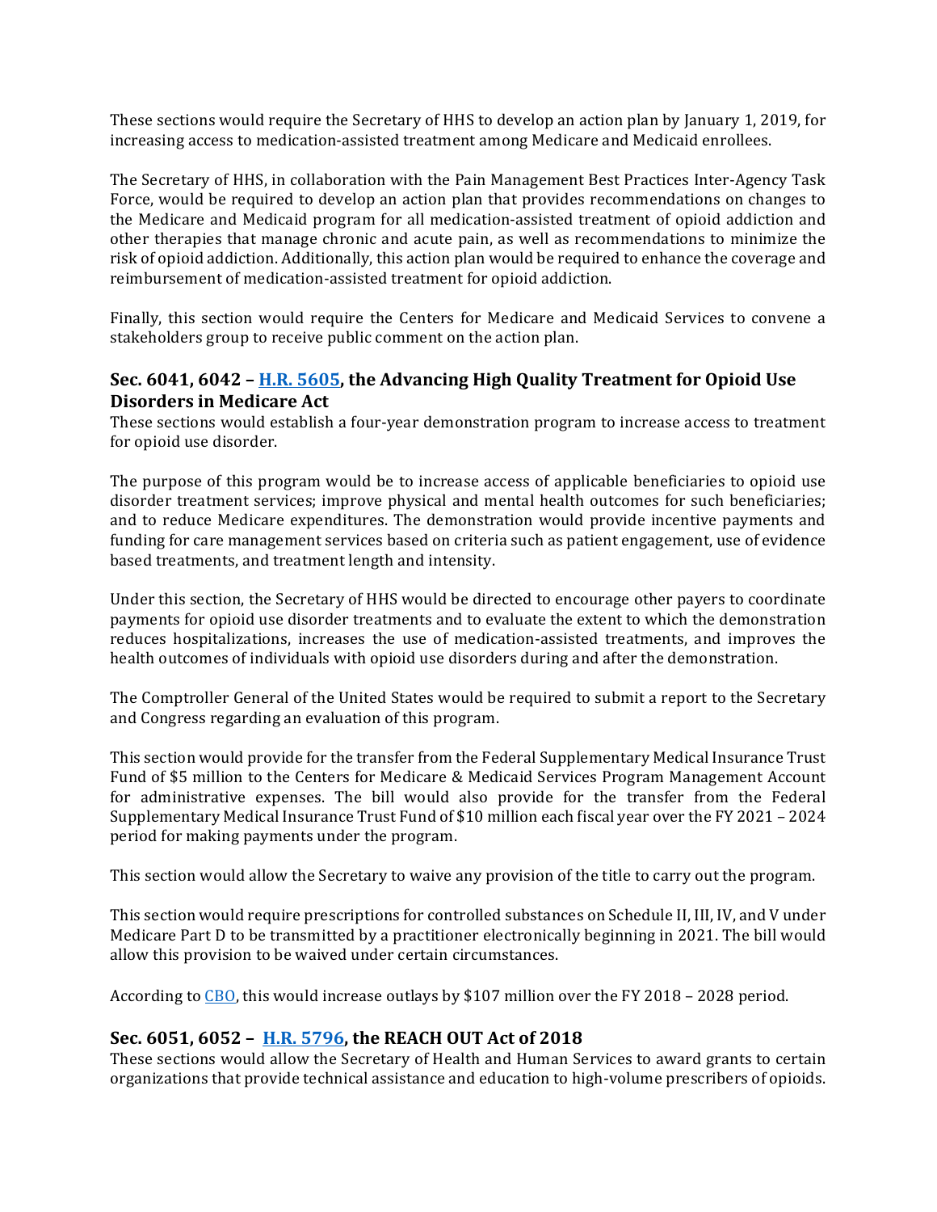These sections would require the Secretary of HHS to develop an action plan by January 1, 2019, for increasing access to medication-assisted treatment among Medicare and Medicaid enrollees.

The Secretary of HHS, in collaboration with the Pain Management Best Practices Inter-Agency Task Force, would be required to develop an action plan that provides recommendations on changes to the Medicare and Medicaid program for all medication-assisted treatment of opioid addiction and other therapies that manage chronic and acute pain, as well as recommendations to minimize the risk of opioid addiction. Additionally, this action plan would be required to enhance the coverage and reimbursement of medication-assisted treatment for opioid addiction.

Finally, this section would require the Centers for Medicare and Medicaid Services to convene a stakeholders group to receive public comment on the action plan.

### Sec. 6041, 6042 – H.R. 5605, the Advancing High Quality Treatment for Opioid Use Disorders in Medicare Act

These sections would establish a four-year demonstration program to increase access to treatment for opioid use disorder.

The purpose of this program would be to increase access of applicable beneficiaries to opioid use disorder treatment services; improve physical and mental health outcomes for such beneficiaries; and to reduce Medicare expenditures. The demonstration would provide incentive payments and funding for care management services based on criteria such as patient engagement, use of evidence based treatments, and treatment length and intensity.

Under this section, the Secretary of HHS would be directed to encourage other payers to coordinate payments for opioid use disorder treatments and to evaluate the extent to which the demonstration reduces hospitalizations, increases the use of medication-assisted treatments, and improves the health outcomes of individuals with opioid use disorders during and after the demonstration.

The Comptroller General of the United States would be required to submit a report to the Secretary and Congress regarding an evaluation of this program.

This section would provide for the transfer from the Federal Supplementary Medical Insurance Trust Fund of $5 million to the Centers for Medicare & Medicaid Services Program Management Account for administrative expenses. The bill would also provide for the transfer from the Federal Supplementary Medical Insurance Trust Fund of $10 million each fiscal year over the FY 2021 – 2024 period for making payments under the program.

This section would allow the Secretary to waive any provision of the title to carry out the program.

This section would require prescriptions for controlled substances on Schedule II, III, IV, and V under Medicare Part D to be transmitted by a practitioner electronically beginning in 2021. The bill would allow this provision to be waived under certain circumstances.

According to CBO, this would increase outlays by $107 million over the FY 2018 – 2028 period.

### Sec. 6051, 6052 – H.R. 5796, the REACH OUT Act of 2018

These sections would allow the Secretary of Health and Human Services to award grants to certain organizations that provide technical assistance and education to high-volume prescribers of opioids.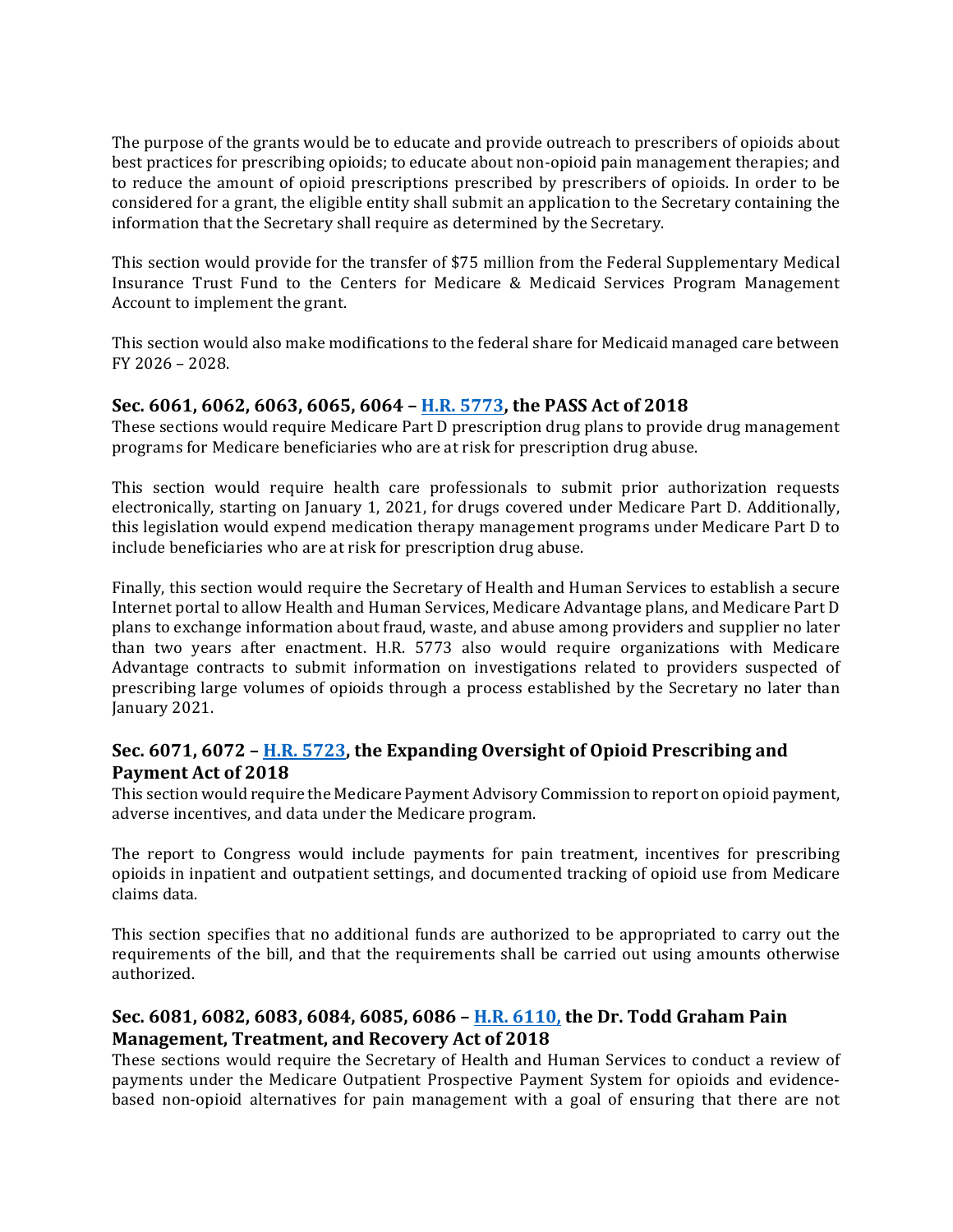The purpose of the grants would be to educate and provide outreach to prescribers of opioids about best practices for prescribing opioids; to educate about non-opioid pain management therapies; and to reduce the amount of opioid prescriptions prescribed by prescribers of opioids. In order to be considered for a grant, the eligible entity shall submit an application to the Secretary containing the information that the Secretary shall require as determined by the Secretary.

This section would provide for the transfer of $75 million from the Federal Supplementary Medical Insurance Trust Fund to the Centers for Medicare & Medicaid Services Program Management Account to implement the grant.

This section would also make modifications to the federal share for Medicaid managed care between FY 2026 – 2028.

### Sec. 6061, 6062, 6063, 6065, 6064 – H.R. 5773, the PASS Act of 2018

These sections would require Medicare Part D prescription drug plans to provide drug management programs for Medicare beneficiaries who are at risk for prescription drug abuse.

This section would require health care professionals to submit prior authorization requests electronically, starting on January 1, 2021, for drugs covered under Medicare Part D. Additionally, this legislation would expend medication therapy management programs under Medicare Part D to include beneficiaries who are at risk for prescription drug abuse.

Finally, this section would require the Secretary of Health and Human Services to establish a secure Internet portal to allow Health and Human Services, Medicare Advantage plans, and Medicare Part D plans to exchange information about fraud, waste, and abuse among providers and supplier no later than two years after enactment. H.R. 5773 also would require organizations with Medicare Advantage contracts to submit information on investigations related to providers suspected of prescribing large volumes of opioids through a process established by the Secretary no later than January 2021.

### Sec. 6071, 6072 – H.R. 5723, the Expanding Oversight of Opioid Prescribing and Payment Act of 2018

This section would require the Medicare Payment Advisory Commission to report on opioid payment, adverse incentives, and data under the Medicare program.

The report to Congress would include payments for pain treatment, incentives for prescribing opioids in inpatient and outpatient settings, and documented tracking of opioid use from Medicare claims data.

This section specifies that no additional funds are authorized to be appropriated to carry out the requirements of the bill, and that the requirements shall be carried out using amounts otherwise authorized.

### Sec. 6081, 6082, 6083, 6084, 6085, 6086 – H.R. 6110, the Dr. Todd Graham Pain Management, Treatment, and Recovery Act of 2018

These sections would require the Secretary of Health and Human Services to conduct a review of payments under the Medicare Outpatient Prospective Payment System for opioids and evidence-based non-opioid alternatives for pain management with a goal of ensuring that there are not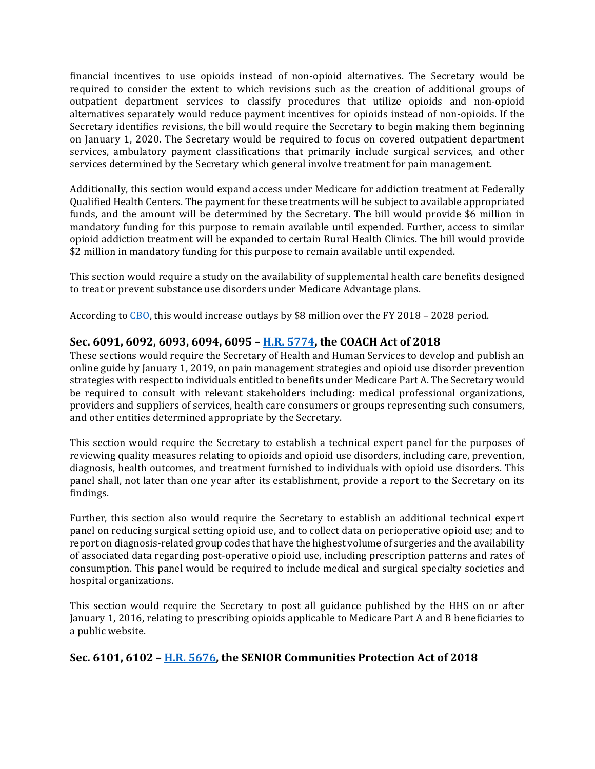financial incentives to use opioids instead of non-opioid alternatives. The Secretary would be required to consider the extent to which revisions such as the creation of additional groups of outpatient department services to classify procedures that utilize opioids and non-opioid alternatives separately would reduce payment incentives for opioids instead of non-opioids. If the Secretary identifies revisions, the bill would require the Secretary to begin making them beginning on January 1, 2020. The Secretary would be required to focus on covered outpatient department services, ambulatory payment classifications that primarily include surgical services, and other services determined by the Secretary which general involve treatment for pain management.

Additionally, this section would expand access under Medicare for addiction treatment at Federally Qualified Health Centers. The payment for these treatments will be subject to available appropriated funds, and the amount will be determined by the Secretary. The bill would provide $6 million in mandatory funding for this purpose to remain available until expended. Further, access to similar opioid addiction treatment will be expanded to certain Rural Health Clinics. The bill would provide $2 million in mandatory funding for this purpose to remain available until expended.

This section would require a study on the availability of supplemental health care benefits designed to treat or prevent substance use disorders under Medicare Advantage plans.

According to CBO, this would increase outlays by $8 million over the FY 2018 – 2028 period.

### Sec. 6091, 6092, 6093, 6094, 6095 – H.R. 5774, the COACH Act of 2018

These sections would require the Secretary of Health and Human Services to develop and publish an online guide by January 1, 2019, on pain management strategies and opioid use disorder prevention strategies with respect to individuals entitled to benefits under Medicare Part A. The Secretary would be required to consult with relevant stakeholders including: medical professional organizations, providers and suppliers of services, health care consumers or groups representing such consumers, and other entities determined appropriate by the Secretary.

This section would require the Secretary to establish a technical expert panel for the purposes of reviewing quality measures relating to opioids and opioid use disorders, including care, prevention, diagnosis, health outcomes, and treatment furnished to individuals with opioid use disorders. This panel shall, not later than one year after its establishment, provide a report to the Secretary on its findings.

Further, this section also would require the Secretary to establish an additional technical expert panel on reducing surgical setting opioid use, and to collect data on perioperative opioid use; and to report on diagnosis-related group codes that have the highest volume of surgeries and the availability of associated data regarding post-operative opioid use, including prescription patterns and rates of consumption. This panel would be required to include medical and surgical specialty societies and hospital organizations.

This section would require the Secretary to post all guidance published by the HHS on or after January 1, 2016, relating to prescribing opioids applicable to Medicare Part A and B beneficiaries to a public website.

### Sec. 6101, 6102 – H.R. 5676, the SENIOR Communities Protection Act of 2018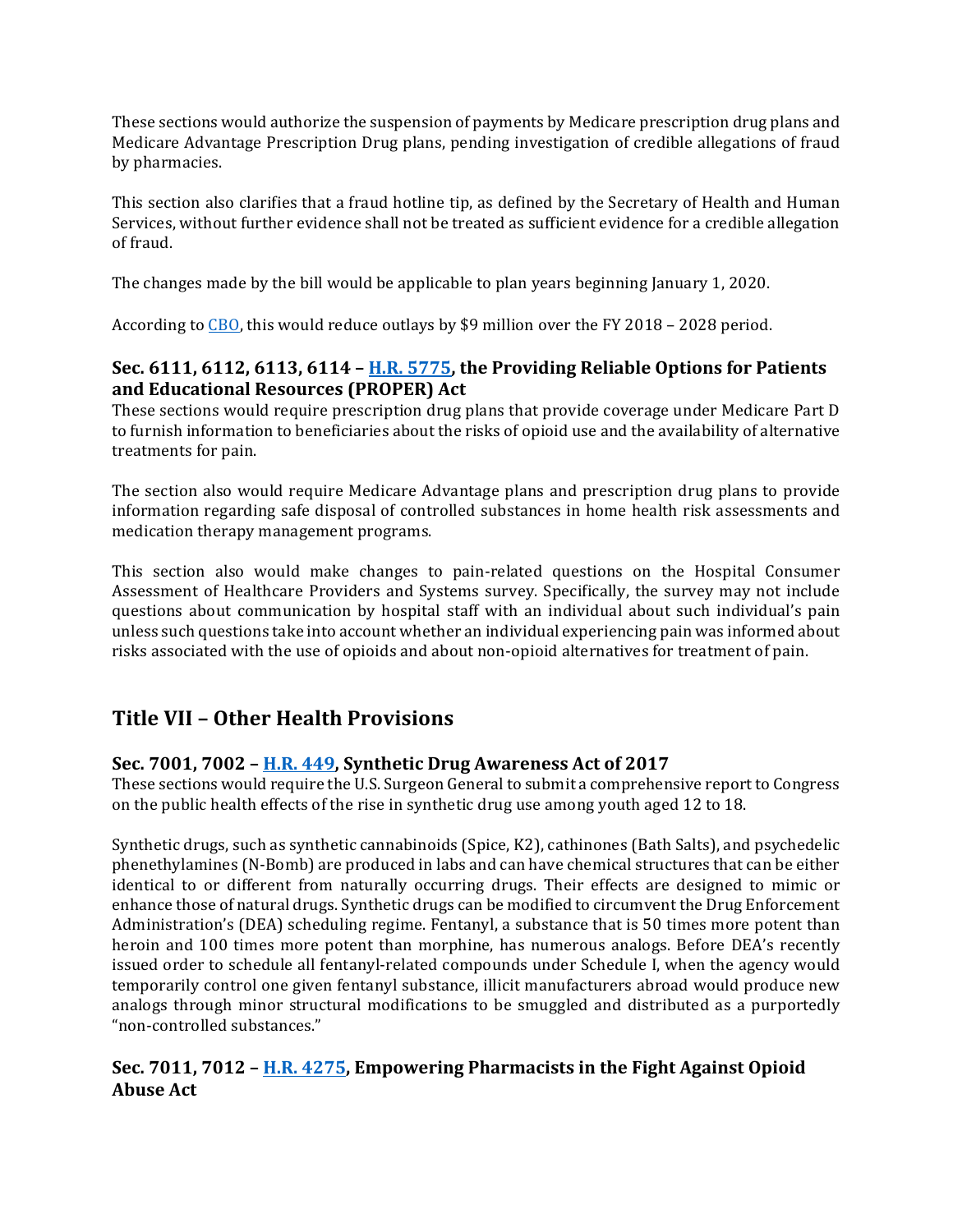These sections would authorize the suspension of payments by Medicare prescription drug plans and Medicare Advantage Prescription Drug plans, pending investigation of credible allegations of fraud by pharmacies.

This section also clarifies that a fraud hotline tip, as defined by the Secretary of Health and Human Services, without further evidence shall not be treated as sufficient evidence for a credible allegation of fraud.

The changes made by the bill would be applicable to plan years beginning January 1, 2020.

According to CBO, this would reduce outlays by $9 million over the FY 2018 – 2028 period.

### Sec. 6111, 6112, 6113, 6114 – H.R. 5775, the Providing Reliable Options for Patients and Educational Resources (PROPER) Act

These sections would require prescription drug plans that provide coverage under Medicare Part D to furnish information to beneficiaries about the risks of opioid use and the availability of alternative treatments for pain.

The section also would require Medicare Advantage plans and prescription drug plans to provide information regarding safe disposal of controlled substances in home health risk assessments and medication therapy management programs.

This section also would make changes to pain-related questions on the Hospital Consumer Assessment of Healthcare Providers and Systems survey. Specifically, the survey may not include questions about communication by hospital staff with an individual about such individual's pain unless such questions take into account whether an individual experiencing pain was informed about risks associated with the use of opioids and about non-opioid alternatives for treatment of pain.

## Title VII – Other Health Provisions

### Sec. 7001, 7002 – H.R. 449, Synthetic Drug Awareness Act of 2017

These sections would require the U.S. Surgeon General to submit a comprehensive report to Congress on the public health effects of the rise in synthetic drug use among youth aged 12 to 18.

Synthetic drugs, such as synthetic cannabinoids (Spice, K2), cathinones (Bath Salts), and psychedelic phenethylamines (N-Bomb) are produced in labs and can have chemical structures that can be either identical to or different from naturally occurring drugs. Their effects are designed to mimic or enhance those of natural drugs. Synthetic drugs can be modified to circumvent the Drug Enforcement Administration's (DEA) scheduling regime. Fentanyl, a substance that is 50 times more potent than heroin and 100 times more potent than morphine, has numerous analogs. Before DEA's recently issued order to schedule all fentanyl-related compounds under Schedule I, when the agency would temporarily control one given fentanyl substance, illicit manufacturers abroad would produce new analogs through minor structural modifications to be smuggled and distributed as a purportedly "non-controlled substances."

### Sec. 7011, 7012 – H.R. 4275, Empowering Pharmacists in the Fight Against Opioid Abuse Act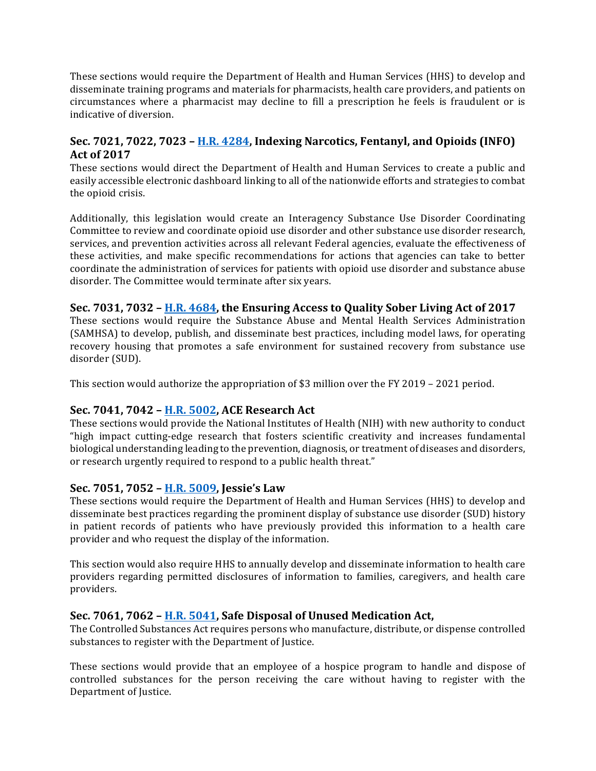These sections would require the Department of Health and Human Services (HHS) to develop and disseminate training programs and materials for pharmacists, health care providers, and patients on circumstances where a pharmacist may decline to fill a prescription he feels is fraudulent or is indicative of diversion.

### Sec. 7021, 7022, 7023 – [H.R. 4284](), Indexing Narcotics, Fentanyl, and Opioids (INFO) Act of 2017

These sections would direct the Department of Health and Human Services to create a public and easily accessible electronic dashboard linking to all of the nationwide efforts and strategies to combat the opioid crisis.

Additionally, this legislation would create an Interagency Substance Use Disorder Coordinating Committee to review and coordinate opioid use disorder and other substance use disorder research, services, and prevention activities across all relevant Federal agencies, evaluate the effectiveness of these activities, and make specific recommendations for actions that agencies can take to better coordinate the administration of services for patients with opioid use disorder and substance abuse disorder. The Committee would terminate after six years.

### Sec. 7031, 7032 – [H.R. 4684](), the Ensuring Access to Quality Sober Living Act of 2017

These sections would require the Substance Abuse and Mental Health Services Administration (SAMHSA) to develop, publish, and disseminate best practices, including model laws, for operating recovery housing that promotes a safe environment for sustained recovery from substance use disorder (SUD).

This section would authorize the appropriation of $3 million over the FY 2019 – 2021 period.

### Sec. 7041, 7042 – [H.R. 5002](), ACE Research Act

These sections would provide the National Institutes of Health (NIH) with new authority to conduct "high impact cutting-edge research that fosters scientific creativity and increases fundamental biological understanding leading to the prevention, diagnosis, or treatment of diseases and disorders, or research urgently required to respond to a public health threat."

### Sec. 7051, 7052 – [H.R. 5009](), Jessie's Law

These sections would require the Department of Health and Human Services (HHS) to develop and disseminate best practices regarding the prominent display of substance use disorder (SUD) history in patient records of patients who have previously provided this information to a health care provider and who request the display of the information.

This section would also require HHS to annually develop and disseminate information to health care providers regarding permitted disclosures of information to families, caregivers, and health care providers.

### Sec. 7061, 7062 – [H.R. 5041](), Safe Disposal of Unused Medication Act,

The Controlled Substances Act requires persons who manufacture, distribute, or dispense controlled substances to register with the Department of Justice.

These sections would provide that an employee of a hospice program to handle and dispose of controlled substances for the person receiving the care without having to register with the Department of Justice.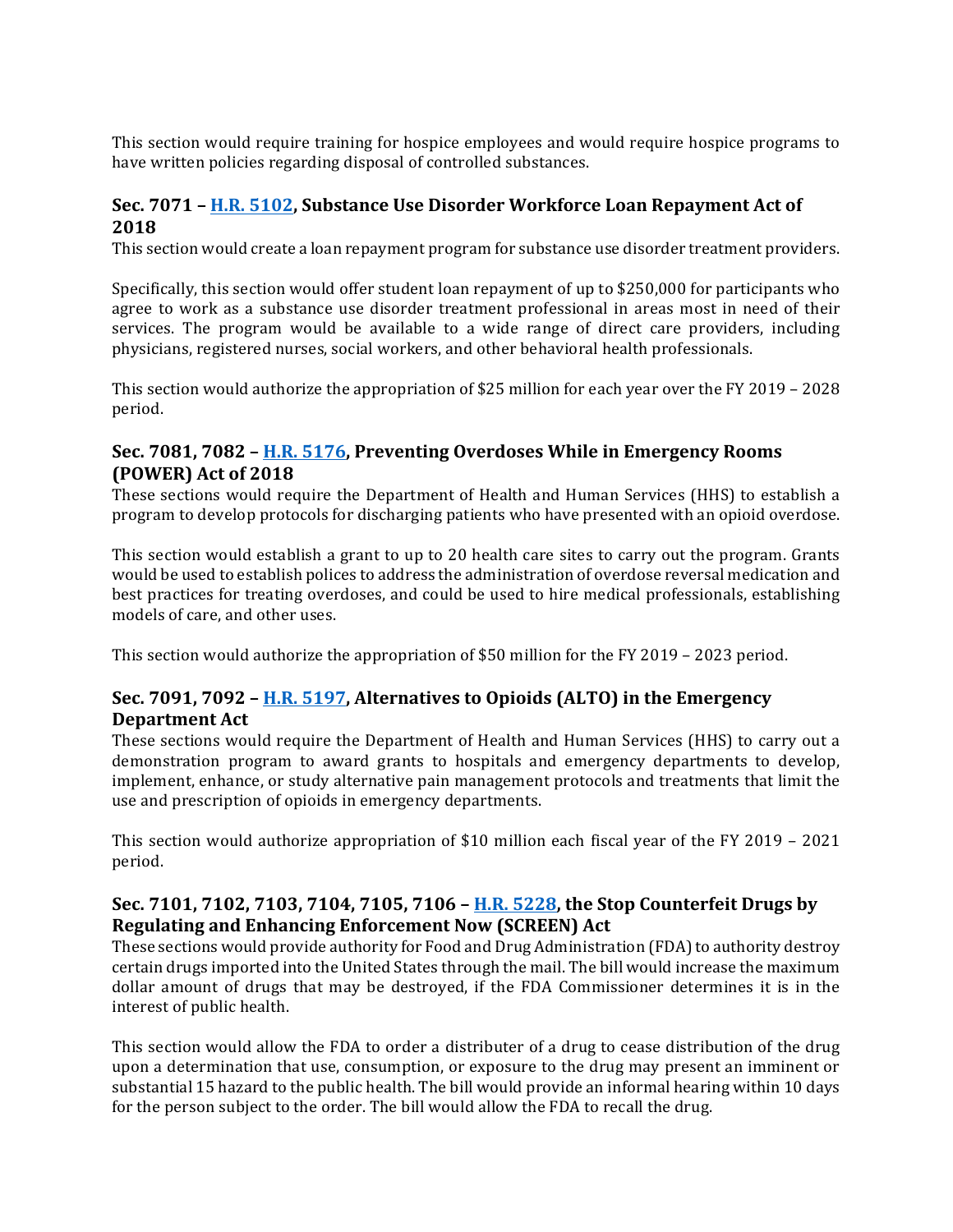This section would require training for hospice employees and would require hospice programs to have written policies regarding disposal of controlled substances.

### Sec. 7071 – [H.R. 5102](), Substance Use Disorder Workforce Loan Repayment Act of 2018

This section would create a loan repayment program for substance use disorder treatment providers.

Specifically, this section would offer student loan repayment of up to $250,000 for participants who agree to work as a substance use disorder treatment professional in areas most in need of their services. The program would be available to a wide range of direct care providers, including physicians, registered nurses, social workers, and other behavioral health professionals.

This section would authorize the appropriation of $25 million for each year over the FY 2019 – 2028 period.

### Sec. 7081, 7082 – [H.R. 5176](), Preventing Overdoses While in Emergency Rooms (POWER) Act of 2018

These sections would require the Department of Health and Human Services (HHS) to establish a program to develop protocols for discharging patients who have presented with an opioid overdose.

This section would establish a grant to up to 20 health care sites to carry out the program. Grants would be used to establish polices to address the administration of overdose reversal medication and best practices for treating overdoses, and could be used to hire medical professionals, establishing models of care, and other uses.

This section would authorize the appropriation of $50 million for the FY 2019 – 2023 period.

### Sec. 7091, 7092 – [H.R. 5197](), Alternatives to Opioids (ALTO) in the Emergency Department Act

These sections would require the Department of Health and Human Services (HHS) to carry out a demonstration program to award grants to hospitals and emergency departments to develop, implement, enhance, or study alternative pain management protocols and treatments that limit the use and prescription of opioids in emergency departments.

This section would authorize appropriation of $10 million each fiscal year of the FY 2019 – 2021 period.

### Sec. 7101, 7102, 7103, 7104, 7105, 7106 – [H.R. 5228](), the Stop Counterfeit Drugs by Regulating and Enhancing Enforcement Now (SCREEN) Act

These sections would provide authority for Food and Drug Administration (FDA) to authority destroy certain drugs imported into the United States through the mail. The bill would increase the maximum dollar amount of drugs that may be destroyed, if the FDA Commissioner determines it is in the interest of public health.

This section would allow the FDA to order a distributer of a drug to cease distribution of the drug upon a determination that use, consumption, or exposure to the drug may present an imminent or substantial 15 hazard to the public health. The bill would provide an informal hearing within 10 days for the person subject to the order. The bill would allow the FDA to recall the drug.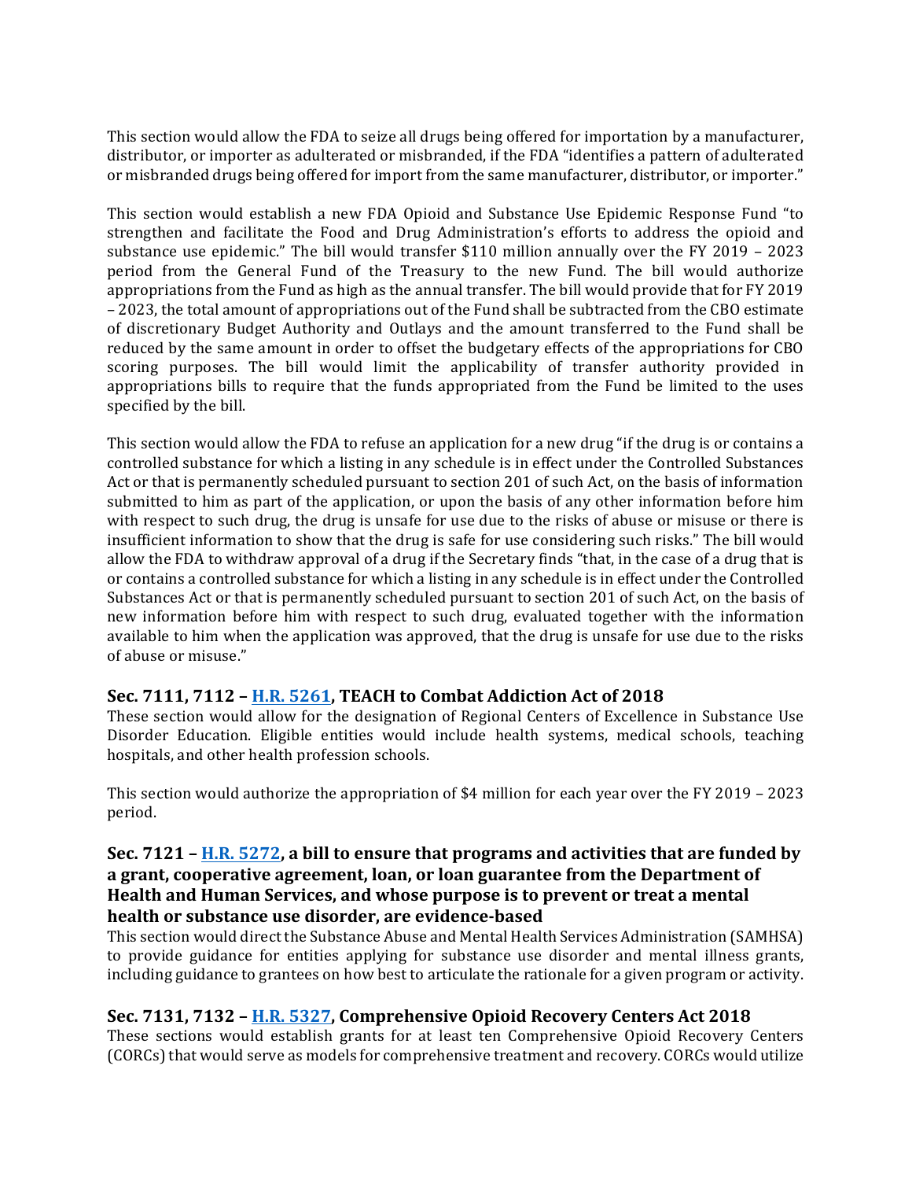This section would allow the FDA to seize all drugs being offered for importation by a manufacturer, distributor, or importer as adulterated or misbranded, if the FDA "identifies a pattern of adulterated or misbranded drugs being offered for import from the same manufacturer, distributor, or importer."

This section would establish a new FDA Opioid and Substance Use Epidemic Response Fund "to strengthen and facilitate the Food and Drug Administration's efforts to address the opioid and substance use epidemic." The bill would transfer $110 million annually over the FY 2019 – 2023 period from the General Fund of the Treasury to the new Fund. The bill would authorize appropriations from the Fund as high as the annual transfer. The bill would provide that for FY 2019 – 2023, the total amount of appropriations out of the Fund shall be subtracted from the CBO estimate of discretionary Budget Authority and Outlays and the amount transferred to the Fund shall be reduced by the same amount in order to offset the budgetary effects of the appropriations for CBO scoring purposes. The bill would limit the applicability of transfer authority provided in appropriations bills to require that the funds appropriated from the Fund be limited to the uses specified by the bill.

This section would allow the FDA to refuse an application for a new drug "if the drug is or contains a controlled substance for which a listing in any schedule is in effect under the Controlled Substances Act or that is permanently scheduled pursuant to section 201 of such Act, on the basis of information submitted to him as part of the application, or upon the basis of any other information before him with respect to such drug, the drug is unsafe for use due to the risks of abuse or misuse or there is insufficient information to show that the drug is safe for use considering such risks." The bill would allow the FDA to withdraw approval of a drug if the Secretary finds "that, in the case of a drug that is or contains a controlled substance for which a listing in any schedule is in effect under the Controlled Substances Act or that is permanently scheduled pursuant to section 201 of such Act, on the basis of new information before him with respect to such drug, evaluated together with the information available to him when the application was approved, that the drug is unsafe for use due to the risks of abuse or misuse."

### Sec. 7111, 7112 – H.R. 5261, TEACH to Combat Addiction Act of 2018

These section would allow for the designation of Regional Centers of Excellence in Substance Use Disorder Education. Eligible entities would include health systems, medical schools, teaching hospitals, and other health profession schools.

This section would authorize the appropriation of $4 million for each year over the FY 2019 – 2023 period.

### Sec. 7121 – H.R. 5272, a bill to ensure that programs and activities that are funded by a grant, cooperative agreement, loan, or loan guarantee from the Department of Health and Human Services, and whose purpose is to prevent or treat a mental health or substance use disorder, are evidence-based

This section would direct the Substance Abuse and Mental Health Services Administration (SAMHSA) to provide guidance for entities applying for substance use disorder and mental illness grants, including guidance to grantees on how best to articulate the rationale for a given program or activity.

### Sec. 7131, 7132 – H.R. 5327, Comprehensive Opioid Recovery Centers Act 2018

These sections would establish grants for at least ten Comprehensive Opioid Recovery Centers (CORCs) that would serve as models for comprehensive treatment and recovery. CORCs would utilize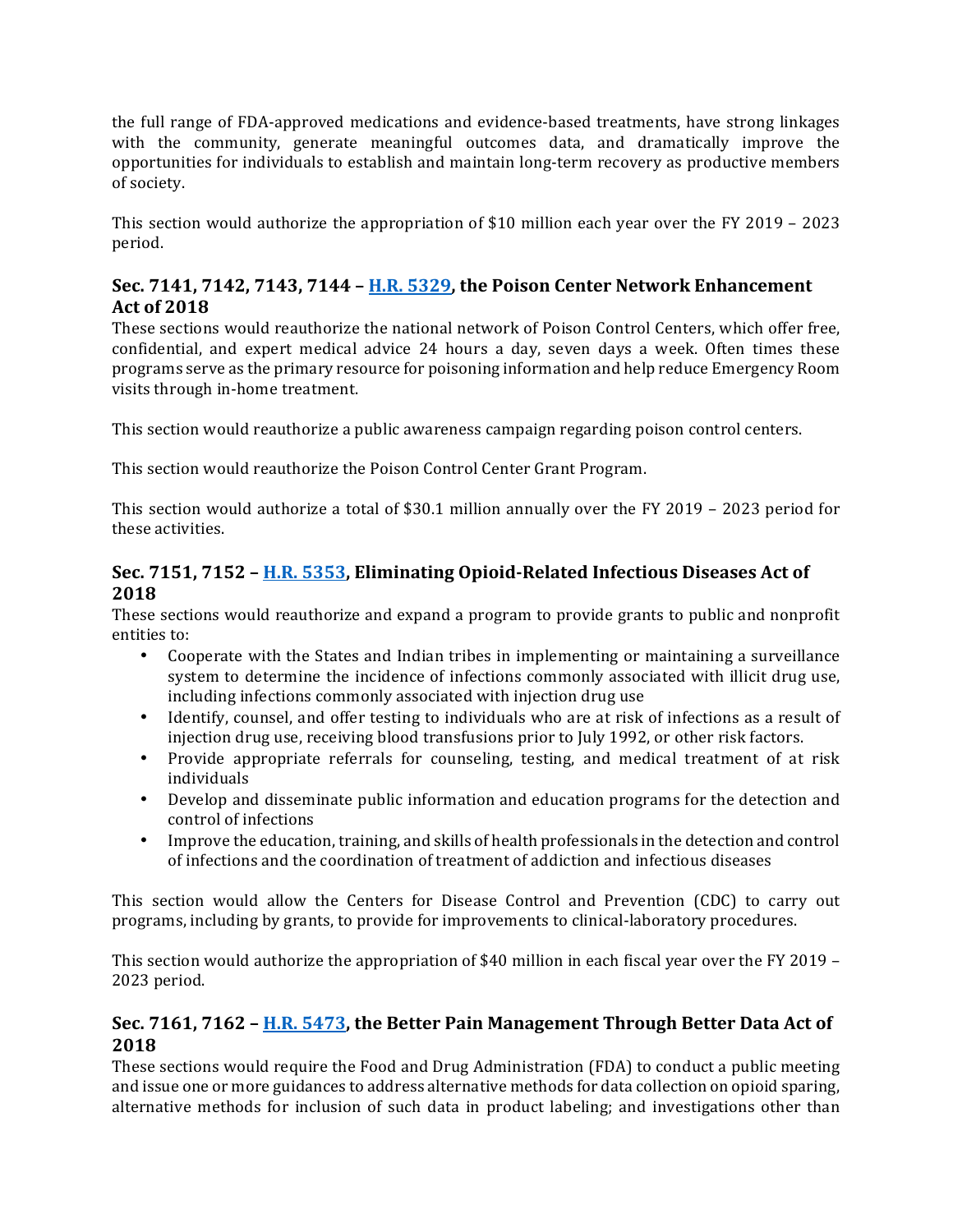the full range of FDA-approved medications and evidence-based treatments, have strong linkages with the community, generate meaningful outcomes data, and dramatically improve the opportunities for individuals to establish and maintain long-term recovery as productive members of society.

This section would authorize the appropriation of $10 million each year over the FY 2019 – 2023 period.

### Sec. 7141, 7142, 7143, 7144 – H.R. 5329, the Poison Center Network Enhancement Act of 2018

These sections would reauthorize the national network of Poison Control Centers, which offer free, confidential, and expert medical advice 24 hours a day, seven days a week. Often times these programs serve as the primary resource for poisoning information and help reduce Emergency Room visits through in-home treatment.

This section would reauthorize a public awareness campaign regarding poison control centers.

This section would reauthorize the Poison Control Center Grant Program.

This section would authorize a total of $30.1 million annually over the FY 2019 – 2023 period for these activities.

### Sec. 7151, 7152 – H.R. 5353, Eliminating Opioid-Related Infectious Diseases Act of 2018

These sections would reauthorize and expand a program to provide grants to public and nonprofit entities to:

- Cooperate with the States and Indian tribes in implementing or maintaining a surveillance system to determine the incidence of infections commonly associated with illicit drug use, including infections commonly associated with injection drug use
- Identify, counsel, and offer testing to individuals who are at risk of infections as a result of injection drug use, receiving blood transfusions prior to July 1992, or other risk factors.
- Provide appropriate referrals for counseling, testing, and medical treatment of at risk individuals
- Develop and disseminate public information and education programs for the detection and control of infections
- Improve the education, training, and skills of health professionals in the detection and control of infections and the coordination of treatment of addiction and infectious diseases

This section would allow the Centers for Disease Control and Prevention (CDC) to carry out programs, including by grants, to provide for improvements to clinical-laboratory procedures.

This section would authorize the appropriation of $40 million in each fiscal year over the FY 2019 – 2023 period.

### Sec. 7161, 7162 – H.R. 5473, the Better Pain Management Through Better Data Act of 2018

These sections would require the Food and Drug Administration (FDA) to conduct a public meeting and issue one or more guidances to address alternative methods for data collection on opioid sparing, alternative methods for inclusion of such data in product labeling; and investigations other than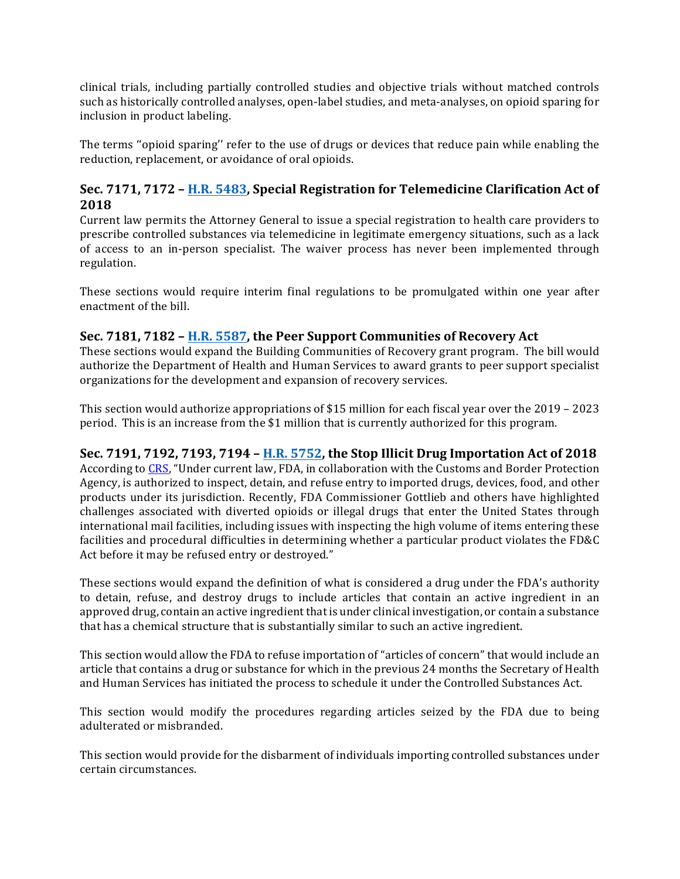clinical trials, including partially controlled studies and objective trials without matched controls such as historically controlled analyses, open-label studies, and meta-analyses, on opioid sparing for inclusion in product labeling.

The terms ''opioid sparing'' refer to the use of drugs or devices that reduce pain while enabling the reduction, replacement, or avoidance of oral opioids.

### Sec. 7171, 7172 – H.R. 5483, Special Registration for Telemedicine Clarification Act of 2018

Current law permits the Attorney General to issue a special registration to health care providers to prescribe controlled substances via telemedicine in legitimate emergency situations, such as a lack of access to an in-person specialist. The waiver process has never been implemented through regulation.

These sections would require interim final regulations to be promulgated within one year after enactment of the bill.

### Sec. 7181, 7182 – H.R. 5587, the Peer Support Communities of Recovery Act

These sections would expand the Building Communities of Recovery grant program. The bill would authorize the Department of Health and Human Services to award grants to peer support specialist organizations for the development and expansion of recovery services.

This section would authorize appropriations of $15 million for each fiscal year over the 2019 – 2023 period. This is an increase from the $1 million that is currently authorized for this program.

### Sec. 7191, 7192, 7193, 7194 – H.R. 5752, the Stop Illicit Drug Importation Act of 2018

According to CRS, "Under current law, FDA, in collaboration with the Customs and Border Protection Agency, is authorized to inspect, detain, and refuse entry to imported drugs, devices, food, and other products under its jurisdiction. Recently, FDA Commissioner Gottlieb and others have highlighted challenges associated with diverted opioids or illegal drugs that enter the United States through international mail facilities, including issues with inspecting the high volume of items entering these facilities and procedural difficulties in determining whether a particular product violates the FD&C Act before it may be refused entry or destroyed."

These sections would expand the definition of what is considered a drug under the FDA's authority to detain, refuse, and destroy drugs to include articles that contain an active ingredient in an approved drug, contain an active ingredient that is under clinical investigation, or contain a substance that has a chemical structure that is substantially similar to such an active ingredient.

This section would allow the FDA to refuse importation of "articles of concern" that would include an article that contains a drug or substance for which in the previous 24 months the Secretary of Health and Human Services has initiated the process to schedule it under the Controlled Substances Act.

This section would modify the procedures regarding articles seized by the FDA due to being adulterated or misbranded.

This section would provide for the disbarment of individuals importing controlled substances under certain circumstances.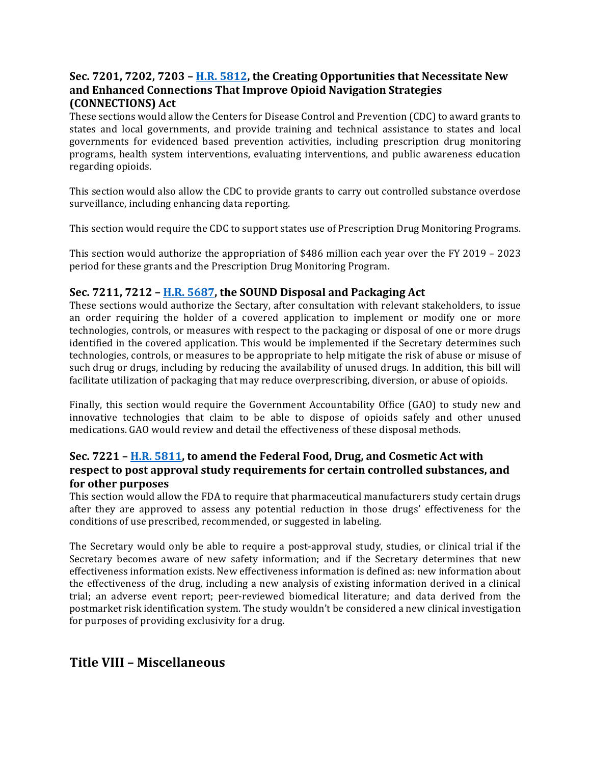### Sec. 7201, 7202, 7203 – H.R. 5812, the Creating Opportunities that Necessitate New and Enhanced Connections That Improve Opioid Navigation Strategies (CONNECTIONS) Act

These sections would allow the Centers for Disease Control and Prevention (CDC) to award grants to states and local governments, and provide training and technical assistance to states and local governments for evidenced based prevention activities, including prescription drug monitoring programs, health system interventions, evaluating interventions, and public awareness education regarding opioids.

This section would also allow the CDC to provide grants to carry out controlled substance overdose surveillance, including enhancing data reporting.

This section would require the CDC to support states use of Prescription Drug Monitoring Programs.

This section would authorize the appropriation of $486 million each year over the FY 2019 – 2023 period for these grants and the Prescription Drug Monitoring Program.

### Sec. 7211, 7212 – H.R. 5687, the SOUND Disposal and Packaging Act

These sections would authorize the Sectary, after consultation with relevant stakeholders, to issue an order requiring the holder of a covered application to implement or modify one or more technologies, controls, or measures with respect to the packaging or disposal of one or more drugs identified in the covered application. This would be implemented if the Secretary determines such technologies, controls, or measures to be appropriate to help mitigate the risk of abuse or misuse of such drug or drugs, including by reducing the availability of unused drugs. In addition, this bill will facilitate utilization of packaging that may reduce overprescribing, diversion, or abuse of opioids.

Finally, this section would require the Government Accountability Office (GAO) to study new and innovative technologies that claim to be able to dispose of opioids safely and other unused medications. GAO would review and detail the effectiveness of these disposal methods.

### Sec. 7221 – H.R. 5811, to amend the Federal Food, Drug, and Cosmetic Act with respect to post approval study requirements for certain controlled substances, and for other purposes

This section would allow the FDA to require that pharmaceutical manufacturers study certain drugs after they are approved to assess any potential reduction in those drugs' effectiveness for the conditions of use prescribed, recommended, or suggested in labeling.

The Secretary would only be able to require a post-approval study, studies, or clinical trial if the Secretary becomes aware of new safety information; and if the Secretary determines that new effectiveness information exists. New effectiveness information is defined as: new information about the effectiveness of the drug, including a new analysis of existing information derived in a clinical trial; an adverse event report; peer-reviewed biomedical literature; and data derived from the postmarket risk identification system. The study wouldn't be considered a new clinical investigation for purposes of providing exclusivity for a drug.

## Title VIII – Miscellaneous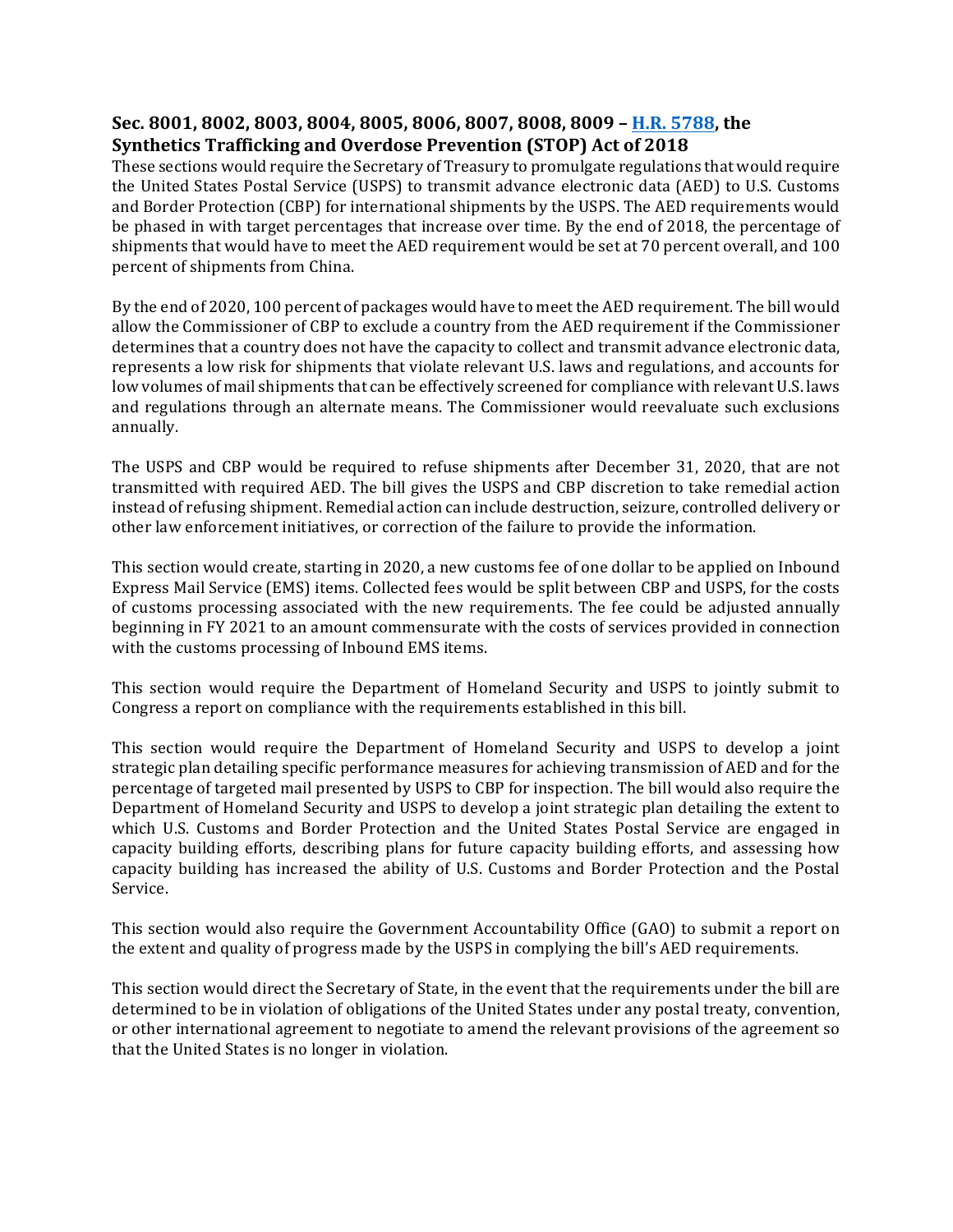### Sec. 8001, 8002, 8003, 8004, 8005, 8006, 8007, 8008, 8009 – [H.R. 5788](), the Synthetics Trafficking and Overdose Prevention (STOP) Act of 2018

These sections would require the Secretary of Treasury to promulgate regulations that would require the United States Postal Service (USPS) to transmit advance electronic data (AED) to U.S. Customs and Border Protection (CBP) for international shipments by the USPS. The AED requirements would be phased in with target percentages that increase over time. By the end of 2018, the percentage of shipments that would have to meet the AED requirement would be set at 70 percent overall, and 100 percent of shipments from China.

By the end of 2020, 100 percent of packages would have to meet the AED requirement. The bill would allow the Commissioner of CBP to exclude a country from the AED requirement if the Commissioner determines that a country does not have the capacity to collect and transmit advance electronic data, represents a low risk for shipments that violate relevant U.S. laws and regulations, and accounts for low volumes of mail shipments that can be effectively screened for compliance with relevant U.S. laws and regulations through an alternate means. The Commissioner would reevaluate such exclusions annually.

The USPS and CBP would be required to refuse shipments after December 31, 2020, that are not transmitted with required AED. The bill gives the USPS and CBP discretion to take remedial action instead of refusing shipment. Remedial action can include destruction, seizure, controlled delivery or other law enforcement initiatives, or correction of the failure to provide the information.

This section would create, starting in 2020, a new customs fee of one dollar to be applied on Inbound Express Mail Service (EMS) items. Collected fees would be split between CBP and USPS, for the costs of customs processing associated with the new requirements. The fee could be adjusted annually beginning in FY 2021 to an amount commensurate with the costs of services provided in connection with the customs processing of Inbound EMS items.

This section would require the Department of Homeland Security and USPS to jointly submit to Congress a report on compliance with the requirements established in this bill.

This section would require the Department of Homeland Security and USPS to develop a joint strategic plan detailing specific performance measures for achieving transmission of AED and for the percentage of targeted mail presented by USPS to CBP for inspection. The bill would also require the Department of Homeland Security and USPS to develop a joint strategic plan detailing the extent to which U.S. Customs and Border Protection and the United States Postal Service are engaged in capacity building efforts, describing plans for future capacity building efforts, and assessing how capacity building has increased the ability of U.S. Customs and Border Protection and the Postal Service.

This section would also require the Government Accountability Office (GAO) to submit a report on the extent and quality of progress made by the USPS in complying the bill's AED requirements.

This section would direct the Secretary of State, in the event that the requirements under the bill are determined to be in violation of obligations of the United States under any postal treaty, convention, or other international agreement to negotiate to amend the relevant provisions of the agreement so that the United States is no longer in violation.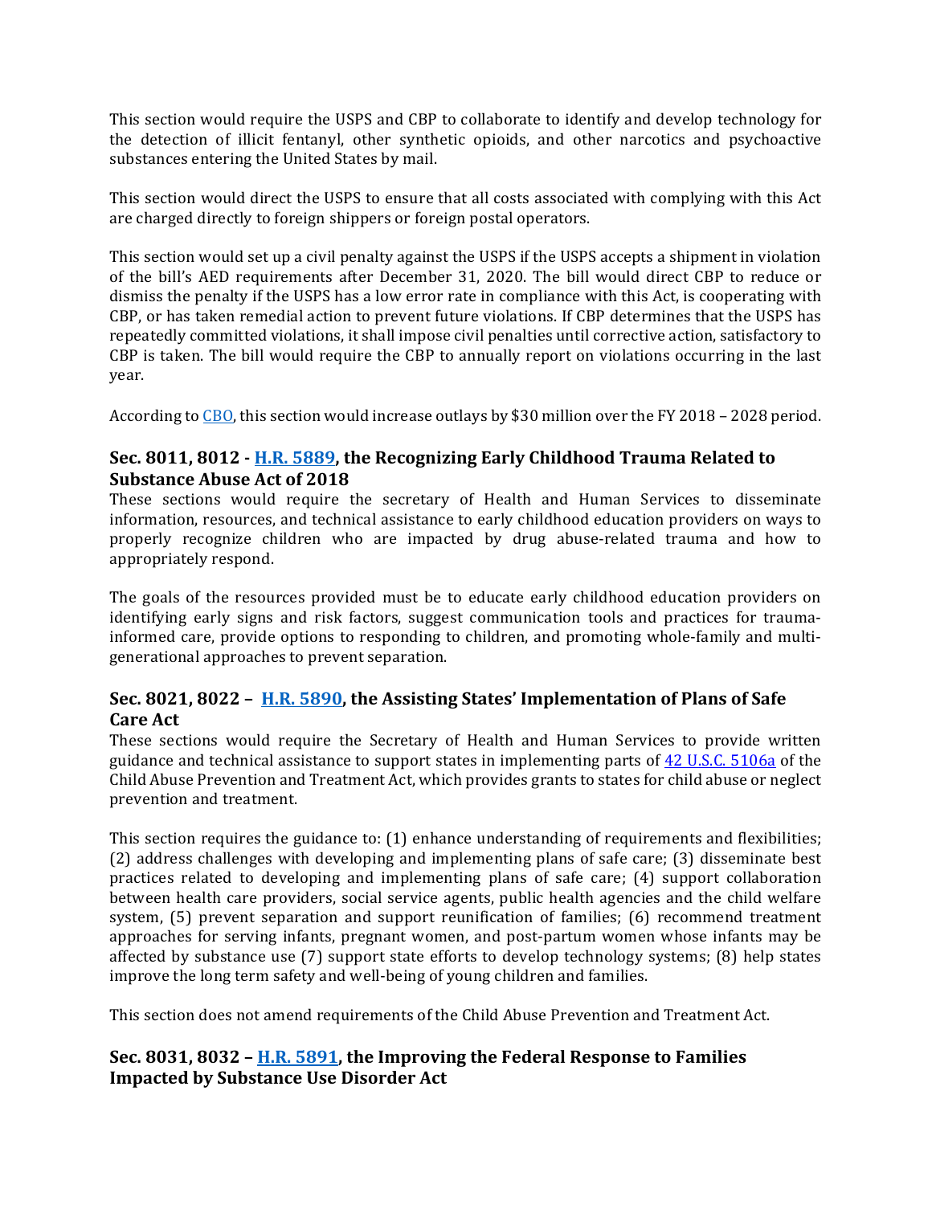This section would require the USPS and CBP to collaborate to identify and develop technology for the detection of illicit fentanyl, other synthetic opioids, and other narcotics and psychoactive substances entering the United States by mail.

This section would direct the USPS to ensure that all costs associated with complying with this Act are charged directly to foreign shippers or foreign postal operators.

This section would set up a civil penalty against the USPS if the USPS accepts a shipment in violation of the bill's AED requirements after December 31, 2020. The bill would direct CBP to reduce or dismiss the penalty if the USPS has a low error rate in compliance with this Act, is cooperating with CBP, or has taken remedial action to prevent future violations. If CBP determines that the USPS has repeatedly committed violations, it shall impose civil penalties until corrective action, satisfactory to CBP is taken. The bill would require the CBP to annually report on violations occurring in the last year.

According to [CBO](), this section would increase outlays by $30 million over the FY 2018 – 2028 period.

### Sec. 8011, 8012 - [H.R. 5889](), the Recognizing Early Childhood Trauma Related to Substance Abuse Act of 2018

These sections would require the secretary of Health and Human Services to disseminate information, resources, and technical assistance to early childhood education providers on ways to properly recognize children who are impacted by drug abuse-related trauma and how to appropriately respond.

The goals of the resources provided must be to educate early childhood education providers on identifying early signs and risk factors, suggest communication tools and practices for trauma-informed care, provide options to responding to children, and promoting whole-family and multi-generational approaches to prevent separation.

### Sec. 8021, 8022 – [H.R. 5890](), the Assisting States' Implementation of Plans of Safe Care Act

These sections would require the Secretary of Health and Human Services to provide written guidance and technical assistance to support states in implementing parts of [42 U.S.C. 5106a]() of the Child Abuse Prevention and Treatment Act, which provides grants to states for child abuse or neglect prevention and treatment.

This section requires the guidance to: (1) enhance understanding of requirements and flexibilities; (2) address challenges with developing and implementing plans of safe care; (3) disseminate best practices related to developing and implementing plans of safe care; (4) support collaboration between health care providers, social service agents, public health agencies and the child welfare system, (5) prevent separation and support reunification of families; (6) recommend treatment approaches for serving infants, pregnant women, and post-partum women whose infants may be affected by substance use (7) support state efforts to develop technology systems; (8) help states improve the long term safety and well-being of young children and families.

This section does not amend requirements of the Child Abuse Prevention and Treatment Act.

### Sec. 8031, 8032 – [H.R. 5891](), the Improving the Federal Response to Families Impacted by Substance Use Disorder Act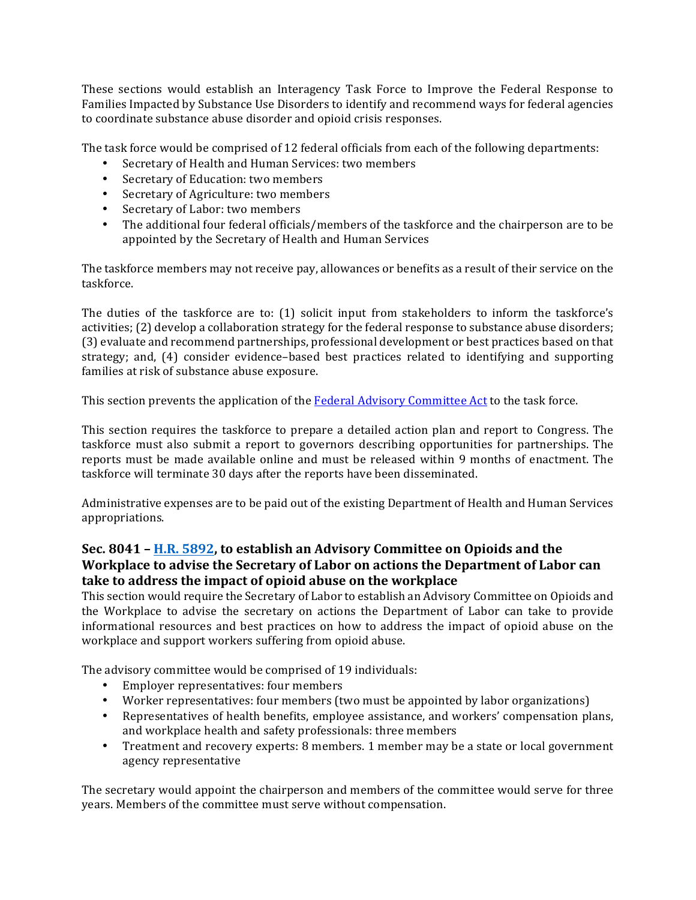These sections would establish an Interagency Task Force to Improve the Federal Response to Families Impacted by Substance Use Disorders to identify and recommend ways for federal agencies to coordinate substance abuse disorder and opioid crisis responses.

The task force would be comprised of 12 federal officials from each of the following departments:

- Secretary of Health and Human Services: two members
- Secretary of Education: two members
- Secretary of Agriculture: two members
- Secretary of Labor: two members
- The additional four federal officials/members of the taskforce and the chairperson are to be appointed by the Secretary of Health and Human Services

The taskforce members may not receive pay, allowances or benefits as a result of their service on the taskforce.

The duties of the taskforce are to: (1) solicit input from stakeholders to inform the taskforce's activities; (2) develop a collaboration strategy for the federal response to substance abuse disorders; (3) evaluate and recommend partnerships, professional development or best practices based on that strategy; and, (4) consider evidence–based best practices related to identifying and supporting families at risk of substance abuse exposure.

This section prevents the application of the [Federal Advisory Committee Act]() to the task force.

This section requires the taskforce to prepare a detailed action plan and report to Congress. The taskforce must also submit a report to governors describing opportunities for partnerships. The reports must be made available online and must be released within 9 months of enactment. The taskforce will terminate 30 days after the reports have been disseminated.

Administrative expenses are to be paid out of the existing Department of Health and Human Services appropriations.

### Sec. 8041 – [H.R. 5892](), to establish an Advisory Committee on Opioids and the Workplace to advise the Secretary of Labor on actions the Department of Labor can take to address the impact of opioid abuse on the workplace

This section would require the Secretary of Labor to establish an Advisory Committee on Opioids and the Workplace to advise the secretary on actions the Department of Labor can take to provide informational resources and best practices on how to address the impact of opioid abuse on the workplace and support workers suffering from opioid abuse.

The advisory committee would be comprised of 19 individuals:

- Employer representatives: four members
- Worker representatives: four members (two must be appointed by labor organizations)
- Representatives of health benefits, employee assistance, and workers' compensation plans, and workplace health and safety professionals: three members
- Treatment and recovery experts: 8 members. 1 member may be a state or local government agency representative

The secretary would appoint the chairperson and members of the committee would serve for three years. Members of the committee must serve without compensation.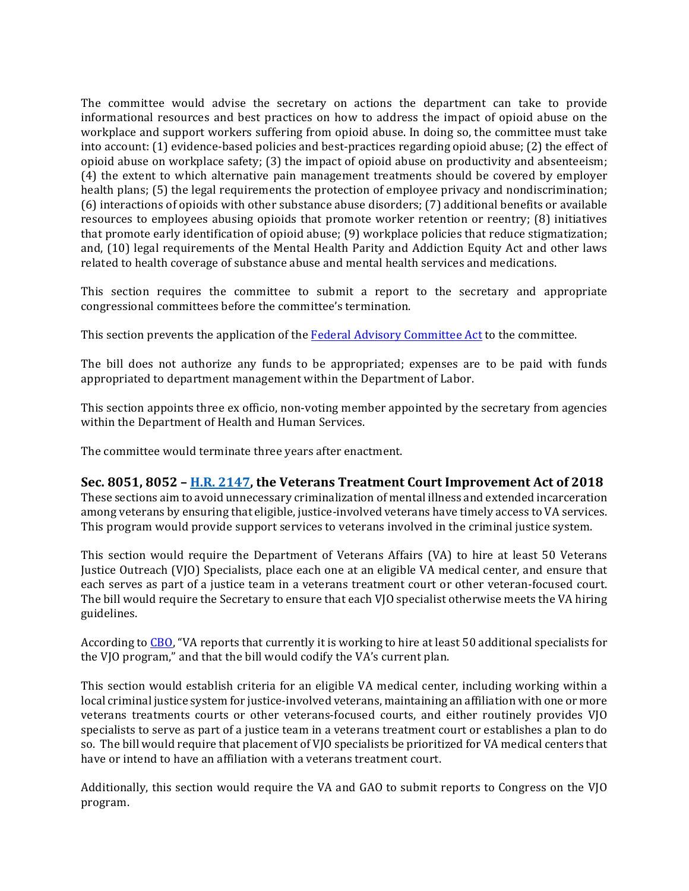The committee would advise the secretary on actions the department can take to provide informational resources and best practices on how to address the impact of opioid abuse on the workplace and support workers suffering from opioid abuse. In doing so, the committee must take into account: (1) evidence-based policies and best-practices regarding opioid abuse; (2) the effect of opioid abuse on workplace safety; (3) the impact of opioid abuse on productivity and absenteeism; (4) the extent to which alternative pain management treatments should be covered by employer health plans; (5) the legal requirements the protection of employee privacy and nondiscrimination; (6) interactions of opioids with other substance abuse disorders; (7) additional benefits or available resources to employees abusing opioids that promote worker retention or reentry; (8) initiatives that promote early identification of opioid abuse; (9) workplace policies that reduce stigmatization; and, (10) legal requirements of the Mental Health Parity and Addiction Equity Act and other laws related to health coverage of substance abuse and mental health services and medications.

This section requires the committee to submit a report to the secretary and appropriate congressional committees before the committee's termination.

This section prevents the application of the Federal Advisory Committee Act to the committee.

The bill does not authorize any funds to be appropriated; expenses are to be paid with funds appropriated to department management within the Department of Labor.

This section appoints three ex officio, non-voting member appointed by the secretary from agencies within the Department of Health and Human Services.

The committee would terminate three years after enactment.

### Sec. 8051, 8052 – H.R. 2147, the Veterans Treatment Court Improvement Act of 2018

These sections aim to avoid unnecessary criminalization of mental illness and extended incarceration among veterans by ensuring that eligible, justice-involved veterans have timely access to VA services. This program would provide support services to veterans involved in the criminal justice system.

This section would require the Department of Veterans Affairs (VA) to hire at least 50 Veterans Justice Outreach (VJO) Specialists, place each one at an eligible VA medical center, and ensure that each serves as part of a justice team in a veterans treatment court or other veteran-focused court. The bill would require the Secretary to ensure that each VJO specialist otherwise meets the VA hiring guidelines.

According to CBO, "VA reports that currently it is working to hire at least 50 additional specialists for the VJO program," and that the bill would codify the VA's current plan.

This section would establish criteria for an eligible VA medical center, including working within a local criminal justice system for justice-involved veterans, maintaining an affiliation with one or more veterans treatments courts or other veterans-focused courts, and either routinely provides VJO specialists to serve as part of a justice team in a veterans treatment court or establishes a plan to do so. The bill would require that placement of VJO specialists be prioritized for VA medical centers that have or intend to have an affiliation with a veterans treatment court.

Additionally, this section would require the VA and GAO to submit reports to Congress on the VJO program.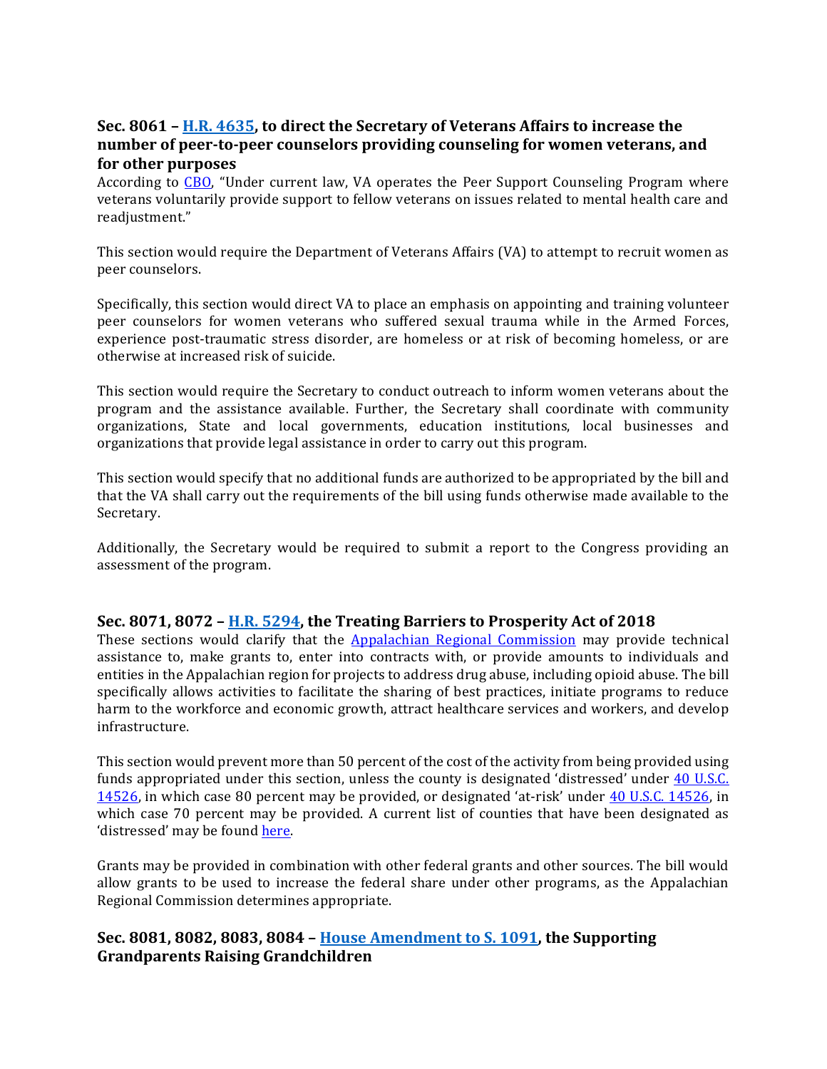### Sec. 8061 – H.R. 4635, to direct the Secretary of Veterans Affairs to increase the number of peer-to-peer counselors providing counseling for women veterans, and for other purposes

According to CBO, "Under current law, VA operates the Peer Support Counseling Program where veterans voluntarily provide support to fellow veterans on issues related to mental health care and readjustment."

This section would require the Department of Veterans Affairs (VA) to attempt to recruit women as peer counselors.

Specifically, this section would direct VA to place an emphasis on appointing and training volunteer peer counselors for women veterans who suffered sexual trauma while in the Armed Forces, experience post-traumatic stress disorder, are homeless or at risk of becoming homeless, or are otherwise at increased risk of suicide.

This section would require the Secretary to conduct outreach to inform women veterans about the program and the assistance available. Further, the Secretary shall coordinate with community organizations, State and local governments, education institutions, local businesses and organizations that provide legal assistance in order to carry out this program.

This section would specify that no additional funds are authorized to be appropriated by the bill and that the VA shall carry out the requirements of the bill using funds otherwise made available to the Secretary.

Additionally, the Secretary would be required to submit a report to the Congress providing an assessment of the program.

### Sec. 8071, 8072 – H.R. 5294, the Treating Barriers to Prosperity Act of 2018

These sections would clarify that the Appalachian Regional Commission may provide technical assistance to, make grants to, enter into contracts with, or provide amounts to individuals and entities in the Appalachian region for projects to address drug abuse, including opioid abuse. The bill specifically allows activities to facilitate the sharing of best practices, initiate programs to reduce harm to the workforce and economic growth, attract healthcare services and workers, and develop infrastructure.

This section would prevent more than 50 percent of the cost of the activity from being provided using funds appropriated under this section, unless the county is designated 'distressed' under 40 U.S.C. 14526, in which case 80 percent may be provided, or designated 'at-risk' under 40 U.S.C. 14526, in which case 70 percent may be provided. A current list of counties that have been designated as 'distressed' may be found here.

Grants may be provided in combination with other federal grants and other sources. The bill would allow grants to be used to increase the federal share under other programs, as the Appalachian Regional Commission determines appropriate.

### Sec. 8081, 8082, 8083, 8084 – House Amendment to S. 1091, the Supporting Grandparents Raising Grandchildren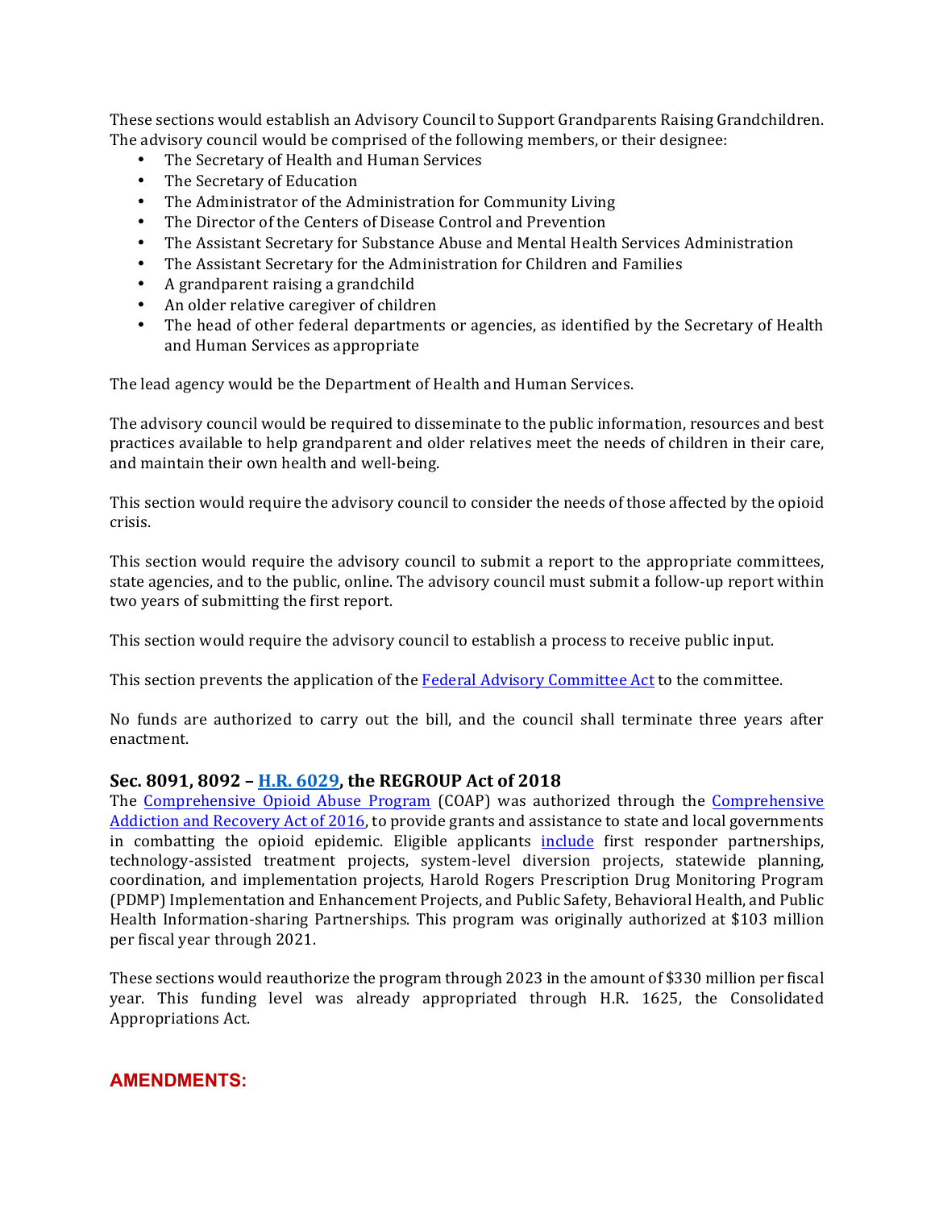These sections would establish an Advisory Council to Support Grandparents Raising Grandchildren. The advisory council would be comprised of the following members, or their designee:

- The Secretary of Health and Human Services
- The Secretary of Education
- The Administrator of the Administration for Community Living
- The Director of the Centers of Disease Control and Prevention
- The Assistant Secretary for Substance Abuse and Mental Health Services Administration
- The Assistant Secretary for the Administration for Children and Families
- A grandparent raising a grandchild
- An older relative caregiver of children
- The head of other federal departments or agencies, as identified by the Secretary of Health and Human Services as appropriate

The lead agency would be the Department of Health and Human Services.

The advisory council would be required to disseminate to the public information, resources and best practices available to help grandparent and older relatives meet the needs of children in their care, and maintain their own health and well-being.

This section would require the advisory council to consider the needs of those affected by the opioid crisis.

This section would require the advisory council to submit a report to the appropriate committees, state agencies, and to the public, online. The advisory council must submit a follow-up report within two years of submitting the first report.

This section would require the advisory council to establish a process to receive public input.

This section prevents the application of the Federal Advisory Committee Act to the committee.

No funds are authorized to carry out the bill, and the council shall terminate three years after enactment.

### Sec. 8091, 8092 – H.R. 6029, the REGROUP Act of 2018

The Comprehensive Opioid Abuse Program (COAP) was authorized through the Comprehensive Addiction and Recovery Act of 2016, to provide grants and assistance to state and local governments in combatting the opioid epidemic. Eligible applicants include first responder partnerships, technology-assisted treatment projects, system-level diversion projects, statewide planning, coordination, and implementation projects, Harold Rogers Prescription Drug Monitoring Program (PDMP) Implementation and Enhancement Projects, and Public Safety, Behavioral Health, and Public Health Information-sharing Partnerships. This program was originally authorized at $103 million per fiscal year through 2021.

These sections would reauthorize the program through 2023 in the amount of $330 million per fiscal year. This funding level was already appropriated through H.R. 1625, the Consolidated Appropriations Act.

## AMENDMENTS: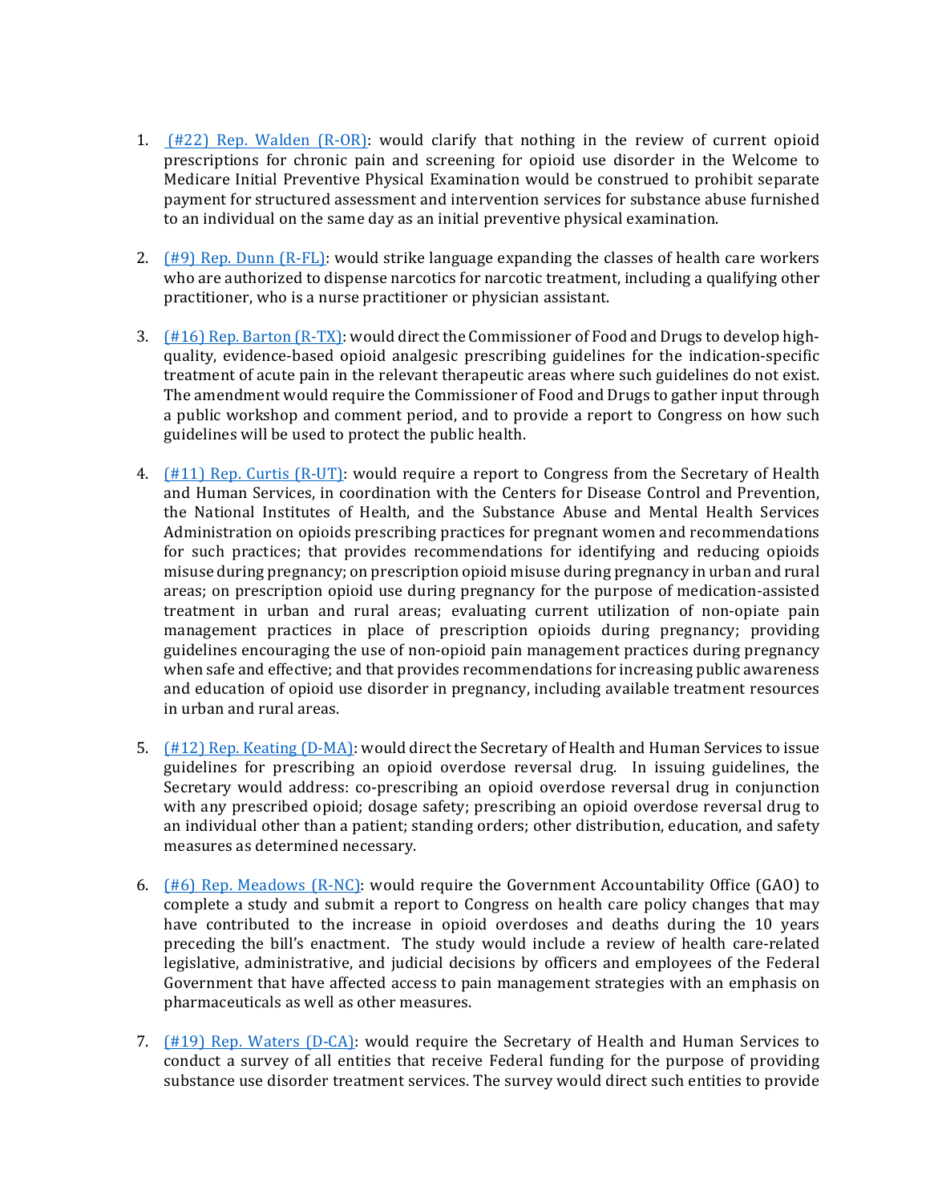1. (#22) Rep. Walden (R-OR): would clarify that nothing in the review of current opioid prescriptions for chronic pain and screening for opioid use disorder in the Welcome to Medicare Initial Preventive Physical Examination would be construed to prohibit separate payment for structured assessment and intervention services for substance abuse furnished to an individual on the same day as an initial preventive physical examination.

2. (#9) Rep. Dunn (R-FL): would strike language expanding the classes of health care workers who are authorized to dispense narcotics for narcotic treatment, including a qualifying other practitioner, who is a nurse practitioner or physician assistant.

3. (#16) Rep. Barton (R-TX): would direct the Commissioner of Food and Drugs to develop high-quality, evidence-based opioid analgesic prescribing guidelines for the indication-specific treatment of acute pain in the relevant therapeutic areas where such guidelines do not exist. The amendment would require the Commissioner of Food and Drugs to gather input through a public workshop and comment period, and to provide a report to Congress on how such guidelines will be used to protect the public health.

4. (#11) Rep. Curtis (R-UT): would require a report to Congress from the Secretary of Health and Human Services, in coordination with the Centers for Disease Control and Prevention, the National Institutes of Health, and the Substance Abuse and Mental Health Services Administration on opioids prescribing practices for pregnant women and recommendations for such practices; that provides recommendations for identifying and reducing opioids misuse during pregnancy; on prescription opioid misuse during pregnancy in urban and rural areas; on prescription opioid use during pregnancy for the purpose of medication-assisted treatment in urban and rural areas; evaluating current utilization of non-opiate pain management practices in place of prescription opioids during pregnancy; providing guidelines encouraging the use of non-opioid pain management practices during pregnancy when safe and effective; and that provides recommendations for increasing public awareness and education of opioid use disorder in pregnancy, including available treatment resources in urban and rural areas.

5. (#12) Rep. Keating (D-MA): would direct the Secretary of Health and Human Services to issue guidelines for prescribing an opioid overdose reversal drug. In issuing guidelines, the Secretary would address: co-prescribing an opioid overdose reversal drug in conjunction with any prescribed opioid; dosage safety; prescribing an opioid overdose reversal drug to an individual other than a patient; standing orders; other distribution, education, and safety measures as determined necessary.

6. (#6) Rep. Meadows (R-NC): would require the Government Accountability Office (GAO) to complete a study and submit a report to Congress on health care policy changes that may have contributed to the increase in opioid overdoses and deaths during the 10 years preceding the bill's enactment. The study would include a review of health care-related legislative, administrative, and judicial decisions by officers and employees of the Federal Government that have affected access to pain management strategies with an emphasis on pharmaceuticals as well as other measures.

7. (#19) Rep. Waters (D-CA): would require the Secretary of Health and Human Services to conduct a survey of all entities that receive Federal funding for the purpose of providing substance use disorder treatment services. The survey would direct such entities to provide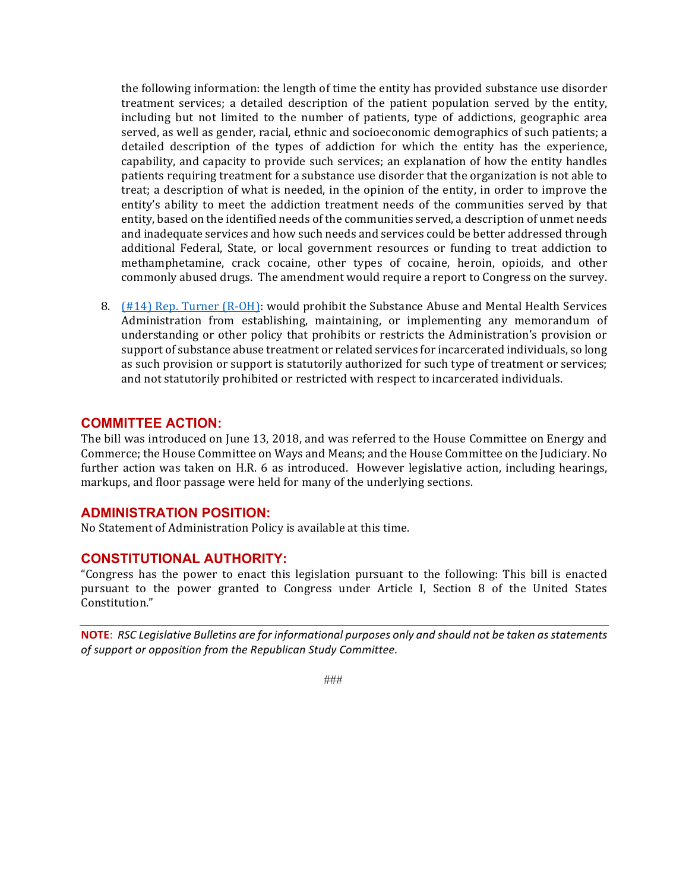the following information: the length of time the entity has provided substance use disorder treatment services; a detailed description of the patient population served by the entity, including but not limited to the number of patients, type of addictions, geographic area served, as well as gender, racial, ethnic and socioeconomic demographics of such patients; a detailed description of the types of addiction for which the entity has the experience, capability, and capacity to provide such services; an explanation of how the entity handles patients requiring treatment for a substance use disorder that the organization is not able to treat; a description of what is needed, in the opinion of the entity, in order to improve the entity's ability to meet the addiction treatment needs of the communities served by that entity, based on the identified needs of the communities served, a description of unmet needs and inadequate services and how such needs and services could be better addressed through additional Federal, State, or local government resources or funding to treat addiction to methamphetamine, crack cocaine, other types of cocaine, heroin, opioids, and other commonly abused drugs. The amendment would require a report to Congress on the survey.

8. (#14) Rep. Turner (R-OH): would prohibit the Substance Abuse and Mental Health Services Administration from establishing, maintaining, or implementing any memorandum of understanding or other policy that prohibits or restricts the Administration's provision or support of substance abuse treatment or related services for incarcerated individuals, so long as such provision or support is statutorily authorized for such type of treatment or services; and not statutorily prohibited or restricted with respect to incarcerated individuals.

## COMMITTEE ACTION:

The bill was introduced on June 13, 2018, and was referred to the House Committee on Energy and Commerce; the House Committee on Ways and Means; and the House Committee on the Judiciary. No further action was taken on H.R. 6 as introduced. However legislative action, including hearings, markups, and floor passage were held for many of the underlying sections.

## ADMINISTRATION POSITION:

No Statement of Administration Policy is available at this time.

## CONSTITUTIONAL AUTHORITY:

"Congress has the power to enact this legislation pursuant to the following: This bill is enacted pursuant to the power granted to Congress under Article I, Section 8 of the United States Constitution."

---

**NOTE**: *RSC Legislative Bulletins are for informational purposes only and should not be taken as statements of support or opposition from the Republican Study Committee.*

###